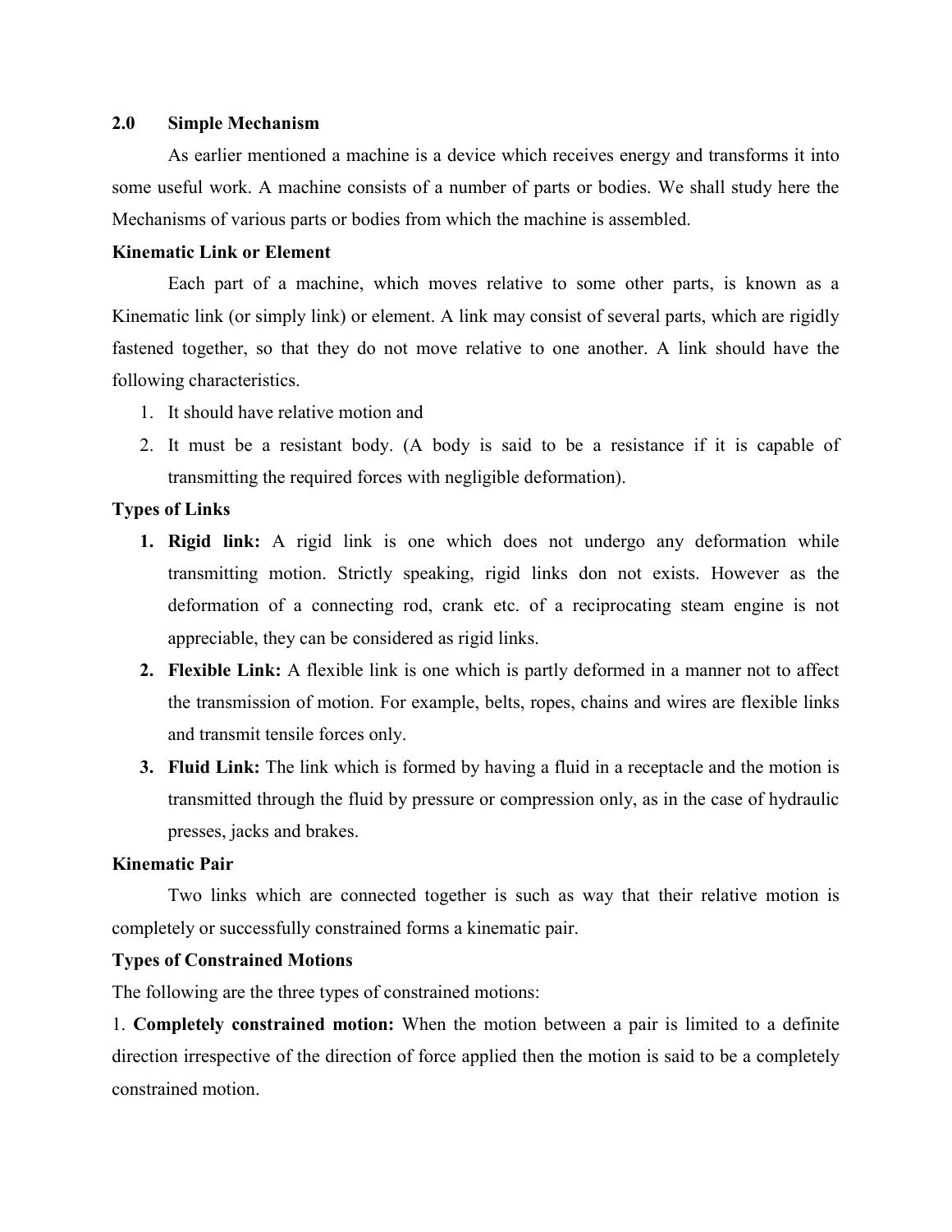## 2.0 Simple Mechanism

As earlier mentioned a machine is a device which receives energy and transforms it into some useful work. A machine consists of a number of parts or bodies. We shall study here the Mechanisms of various parts or bodies from which the machine is assembled.

### Kinematic Link or Element

Each part of a machine, which moves relative to some other parts, is known as a Kinematic link (or simply link) or element. A link may consist of several parts, which are rigidly fastened together, so that they do not move relative to one another. A link should have the following characteristics.

1. It should have relative motion and
2. It must be a resistant body. (A body is said to be a resistance if it is capable of transmitting the required forces with negligible deformation).

### Types of Links

1. **Rigid link:** A rigid link is one which does not undergo any deformation while transmitting motion. Strictly speaking, rigid links don not exists. However as the deformation of a connecting rod, crank etc. of a reciprocating steam engine is not appreciable, they can be considered as rigid links.
2. **Flexible Link:** A flexible link is one which is partly deformed in a manner not to affect the transmission of motion. For example, belts, ropes, chains and wires are flexible links and transmit tensile forces only.
3. **Fluid Link:** The link which is formed by having a fluid in a receptacle and the motion is transmitted through the fluid by pressure or compression only, as in the case of hydraulic presses, jacks and brakes.

### Kinematic Pair

Two links which are connected together is such as way that their relative motion is completely or successfully constrained forms a kinematic pair.

### Types of Constrained Motions

The following are the three types of constrained motions:

1. **Completely constrained motion:** When the motion between a pair is limited to a definite direction irrespective of the direction of force applied then the motion is said to be a completely constrained motion.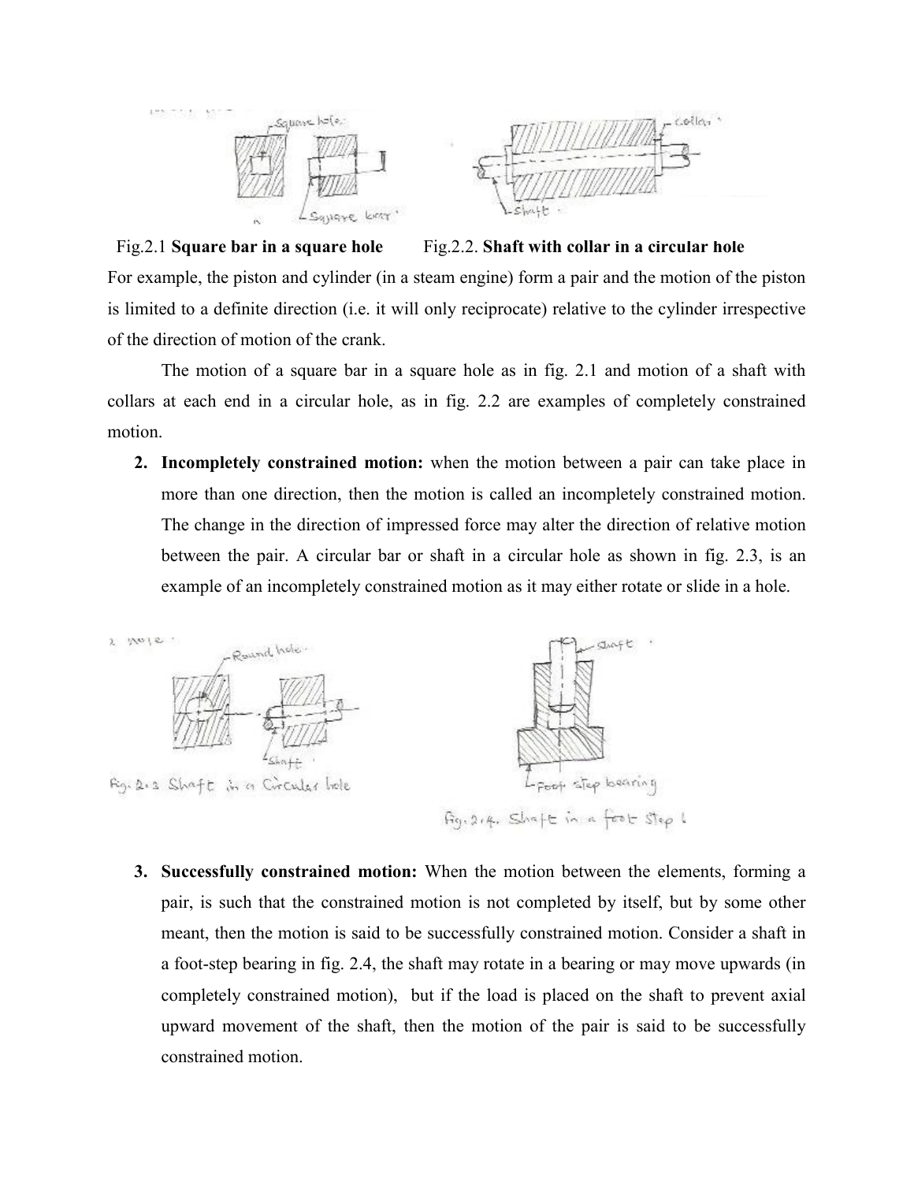Fig.2.1 **Square bar in a square hole** Fig.2.2. **Shaft with collar in a circular hole**

For example, the piston and cylinder (in a steam engine) form a pair and the motion of the piston is limited to a definite direction (i.e. it will only reciprocate) relative to the cylinder irrespective of the direction of motion of the crank.

The motion of a square bar in a square hole as in fig. 2.1 and motion of a shaft with collars at each end in a circular hole, as in fig. 2.2 are examples of completely constrained motion.

2. **Incompletely constrained motion:** when the motion between a pair can take place in more than one direction, then the motion is called an incompletely constrained motion. The change in the direction of impressed force may alter the direction of relative motion between the pair. A circular bar or shaft in a circular hole as shown in fig. 2.3, is an example of an incompletely constrained motion as it may either rotate or slide in a hole.

Fig. 2.3 Shaft in a Circular hole

Fig. 2.4. Shaft in a foot step b

3. **Successfully constrained motion:** When the motion between the elements, forming a pair, is such that the constrained motion is not completed by itself, but by some other meant, then the motion is said to be successfully constrained motion. Consider a shaft in a foot-step bearing in fig. 2.4, the shaft may rotate in a bearing or may move upwards (in completely constrained motion), but if the load is placed on the shaft to prevent axial upward movement of the shaft, then the motion of the pair is said to be successfully constrained motion.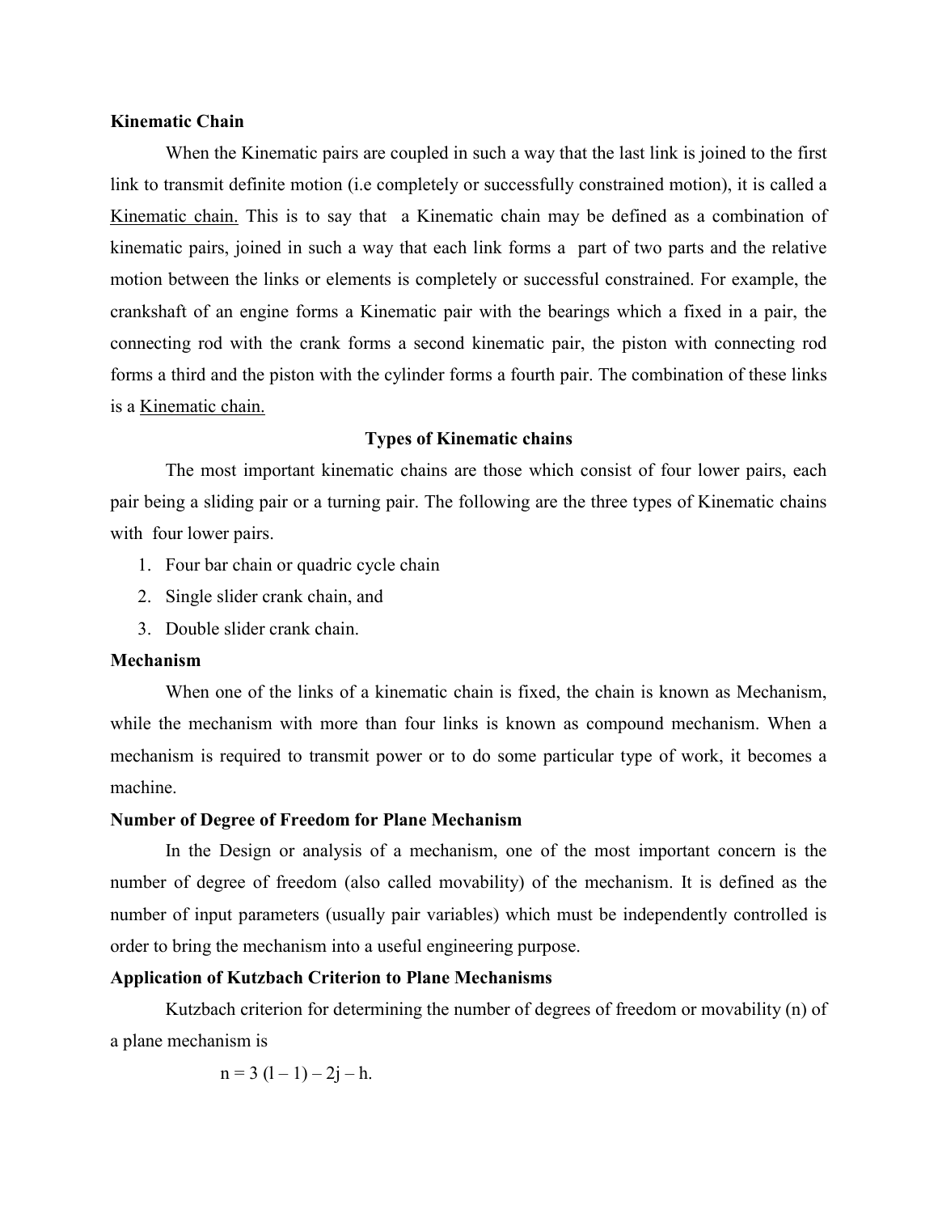**Kinematic Chain**

When the Kinematic pairs are coupled in such a way that the last link is joined to the first link to transmit definite motion (i.e completely or successfully constrained motion), it is called a Kinematic chain. This is to say that a Kinematic chain may be defined as a combination of kinematic pairs, joined in such a way that each link forms a part of two parts and the relative motion between the links or elements is completely or successful constrained. For example, the crankshaft of an engine forms a Kinematic pair with the bearings which a fixed in a pair, the connecting rod with the crank forms a second kinematic pair, the piston with connecting rod forms a third and the piston with the cylinder forms a fourth pair. The combination of these links is a Kinematic chain.

**Types of Kinematic chains**

The most important kinematic chains are those which consist of four lower pairs, each pair being a sliding pair or a turning pair. The following are the three types of Kinematic chains with four lower pairs.

1. Four bar chain or quadric cycle chain
2. Single slider crank chain, and
3. Double slider crank chain.

**Mechanism**

When one of the links of a kinematic chain is fixed, the chain is known as Mechanism, while the mechanism with more than four links is known as compound mechanism. When a mechanism is required to transmit power or to do some particular type of work, it becomes a machine.

**Number of Degree of Freedom for Plane Mechanism**

In the Design or analysis of a mechanism, one of the most important concern is the number of degree of freedom (also called movability) of the mechanism. It is defined as the number of input parameters (usually pair variables) which must be independently controlled is order to bring the mechanism into a useful engineering purpose.

**Application of Kutzbach Criterion to Plane Mechanisms**

Kutzbach criterion for determining the number of degrees of freedom or movability (n) of a plane mechanism is

$$n = 3(l - 1) - 2j - h.$$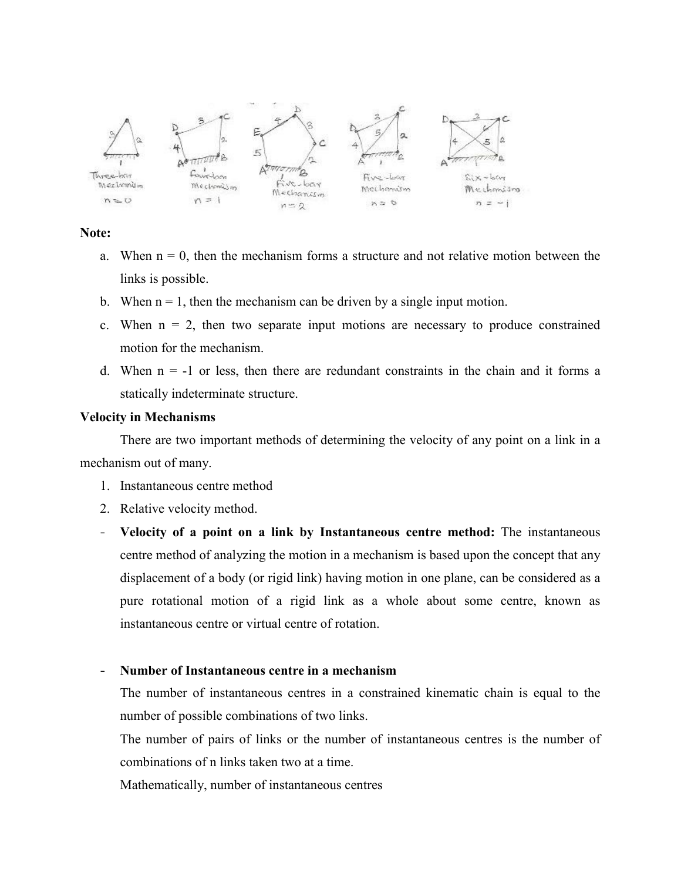**Note:**

a. When n = 0, then the mechanism forms a structure and not relative motion between the links is possible.
b. When n = 1, then the mechanism can be driven by a single input motion.
c. When n = 2, then two separate input motions are necessary to produce constrained motion for the mechanism.
d. When n = -1 or less, then there are redundant constraints in the chain and it forms a statically indeterminate structure.

**Velocity in Mechanisms**

There are two important methods of determining the velocity of any point on a link in a mechanism out of many.

1. Instantaneous centre method
2. Relative velocity method.

- **Velocity of a point on a link by Instantaneous centre method:** The instantaneous centre method of analyzing the motion in a mechanism is based upon the concept that any displacement of a body (or rigid link) having motion in one plane, can be considered as a pure rotational motion of a rigid link as a whole about some centre, known as instantaneous centre or virtual centre of rotation.

- **Number of Instantaneous centre in a mechanism**

  The number of instantaneous centres in a constrained kinematic chain is equal to the number of possible combinations of two links.

  The number of pairs of links or the number of instantaneous centres is the number of combinations of n links taken two at a time.

  Mathematically, number of instantaneous centres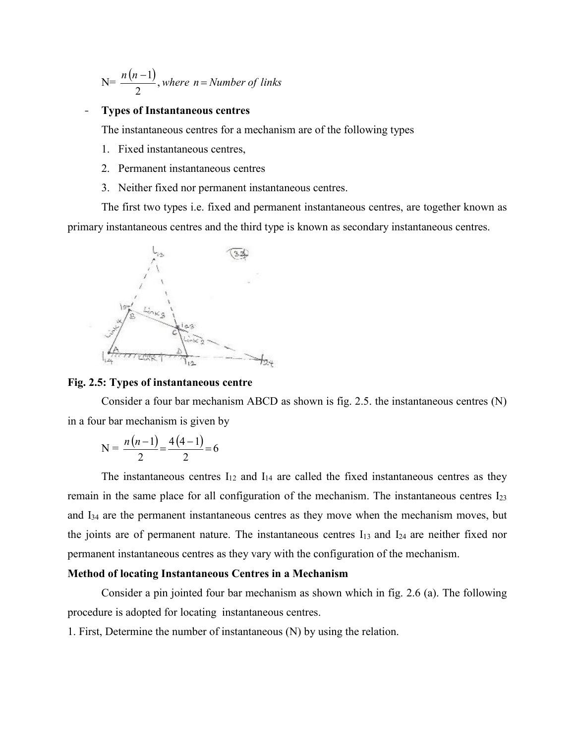$$N= \frac{n(n-1)}{2}, where\ n = Number\ of\ links$$

- **Types of Instantaneous centres**

  The instantaneous centres for a mechanism are of the following types

  1. Fixed instantaneous centres,
  2. Permanent instantaneous centres
  3. Neither fixed nor permanent instantaneous centres.

  The first two types i.e. fixed and permanent instantaneous centres, are together known as primary instantaneous centres and the third type is known as secondary instantaneous centres.

**Fig. 2.5: Types of instantaneous centre**

Consider a four bar mechanism ABCD as shown is fig. 2.5. the instantaneous centres (N) in a four bar mechanism is given by

$$N = \frac{n(n-1)}{2} = \frac{4(4-1)}{2} = 6$$

The instantaneous centres $I_{12}$ and $I_{14}$ are called the fixed instantaneous centres as they remain in the same place for all configuration of the mechanism. The instantaneous centres $I_{23}$ and $I_{34}$ are the permanent instantaneous centres as they move when the mechanism moves, but the joints are of permanent nature. The instantaneous centres $I_{13}$ and $I_{24}$ are neither fixed nor permanent instantaneous centres as they vary with the configuration of the mechanism.

**Method of locating Instantaneous Centres in a Mechanism**

Consider a pin jointed four bar mechanism as shown which in fig. 2.6 (a). The following procedure is adopted for locating instantaneous centres.

1. First, Determine the number of instantaneous (N) by using the relation.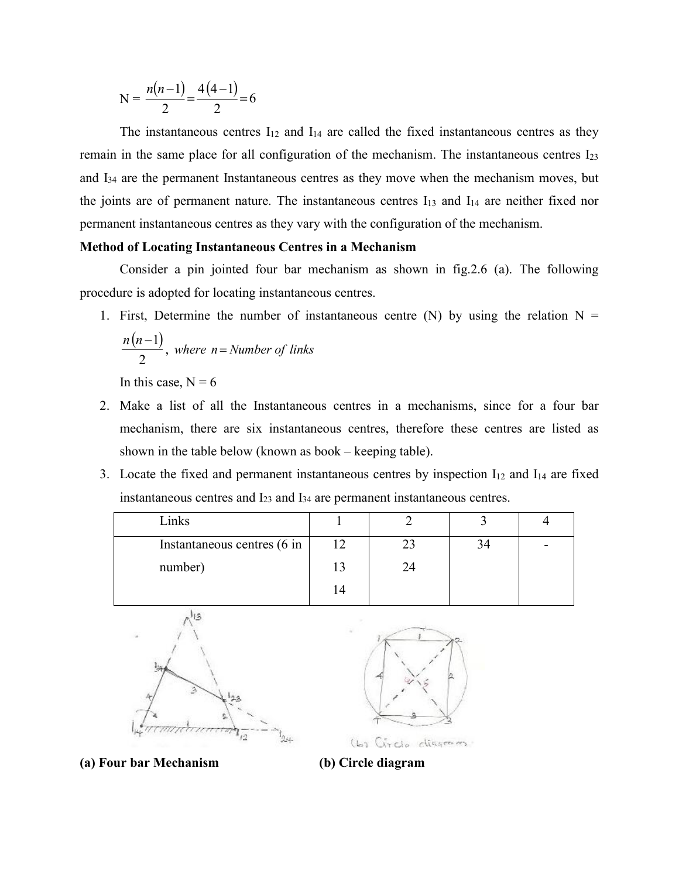$$N = \frac{n(n-1)}{2} = \frac{4(4-1)}{2} = 6$$

The instantaneous centres $I_{12}$ and $I_{14}$ are called the fixed instantaneous centres as they remain in the same place for all configuration of the mechanism. The instantaneous centres $I_{23}$ and $I_{34}$ are the permanent Instantaneous centres as they move when the mechanism moves, but the joints are of permanent nature. The instantaneous centres $I_{13}$ and $I_{14}$ are neither fixed nor permanent instantaneous centres as they vary with the configuration of the mechanism.

**Method of Locating Instantaneous Centres in a Mechanism**

Consider a pin jointed four bar mechanism as shown in fig.2.6 (a). The following procedure is adopted for locating instantaneous centres.

1. First, Determine the number of instantaneous centre (N) by using the relation N = $\frac{n(n-1)}{2}$, *where n = Number of links*

   In this case, N = 6
2. Make a list of all the Instantaneous centres in a mechanisms, since for a four bar mechanism, there are six instantaneous centres, therefore these centres are listed as shown in the table below (known as book – keeping table).
3. Locate the fixed and permanent instantaneous centres by inspection $I_{12}$ and $I_{14}$ are fixed instantaneous centres and $I_{23}$ and $I_{34}$ are permanent instantaneous centres.

| Links | 1 | 2 | 3 | 4 |
|---|---|---|---|---|
| Instantaneous centres (6 in number) | 12<br>13<br>14 | 23<br>24 | 34 | - |

**(a) Four bar Mechanism** **(b) Circle diagram**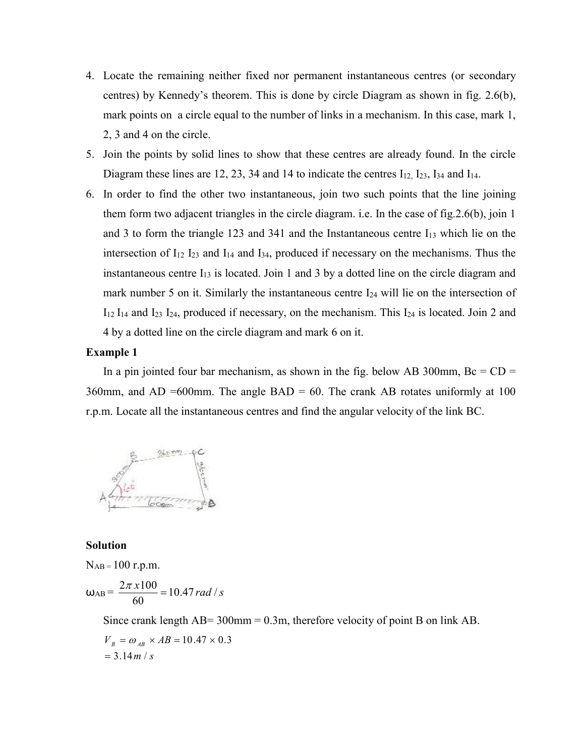4. Locate the remaining neither fixed nor permanent instantaneous centres (or secondary centres) by Kennedy's theorem. This is done by circle Diagram as shown in fig. 2.6(b), mark points on a circle equal to the number of links in a mechanism. In this case, mark 1, 2, 3 and 4 on the circle.
5. Join the points by solid lines to show that these centres are already found. In the circle Diagram these lines are 12, 23, 34 and 14 to indicate the centres $I_{12}$, $I_{23}$, $I_{34}$ and $I_{14}$.
6. In order to find the other two instantaneous, join two such points that the line joining them form two adjacent triangles in the circle diagram. i.e. In the case of fig.2.6(b), join 1 and 3 to form the triangle 123 and 341 and the Instantaneous centre $I_{13}$ which lie on the intersection of $I_{12}$ $I_{23}$ and $I_{14}$ and $I_{34}$, produced if necessary on the mechanisms. Thus the instantaneous centre $I_{13}$ is located. Join 1 and 3 by a dotted line on the circle diagram and mark number 5 on it. Similarly the instantaneous centre $I_{24}$ will lie on the intersection of $I_{12}$ $I_{14}$ and $I_{23}$ $I_{24}$, produced if necessary, on the mechanism. This $I_{24}$ is located. Join 2 and 4 by a dotted line on the circle diagram and mark 6 on it.

**Example 1**

In a pin jointed four bar mechanism, as shown in the fig. below AB 300mm, Bc = CD = 360mm, and AD =600mm. The angle BAD = 60. The crank AB rotates uniformly at 100 r.p.m. Locate all the instantaneous centres and find the angular velocity of the link BC.

**Solution**

$N_{AB} = 100$ r.p.m.

$$\omega_{AB} = \frac{2\pi x 100}{60} = 10.47\, rad/s$$

Since crank length AB= 300mm = 0.3m, therefore velocity of point B on link AB.

$$V_B = \omega_{AB} \times AB = 10.47 \times 0.3$$
$$= 3.14\, m/s$$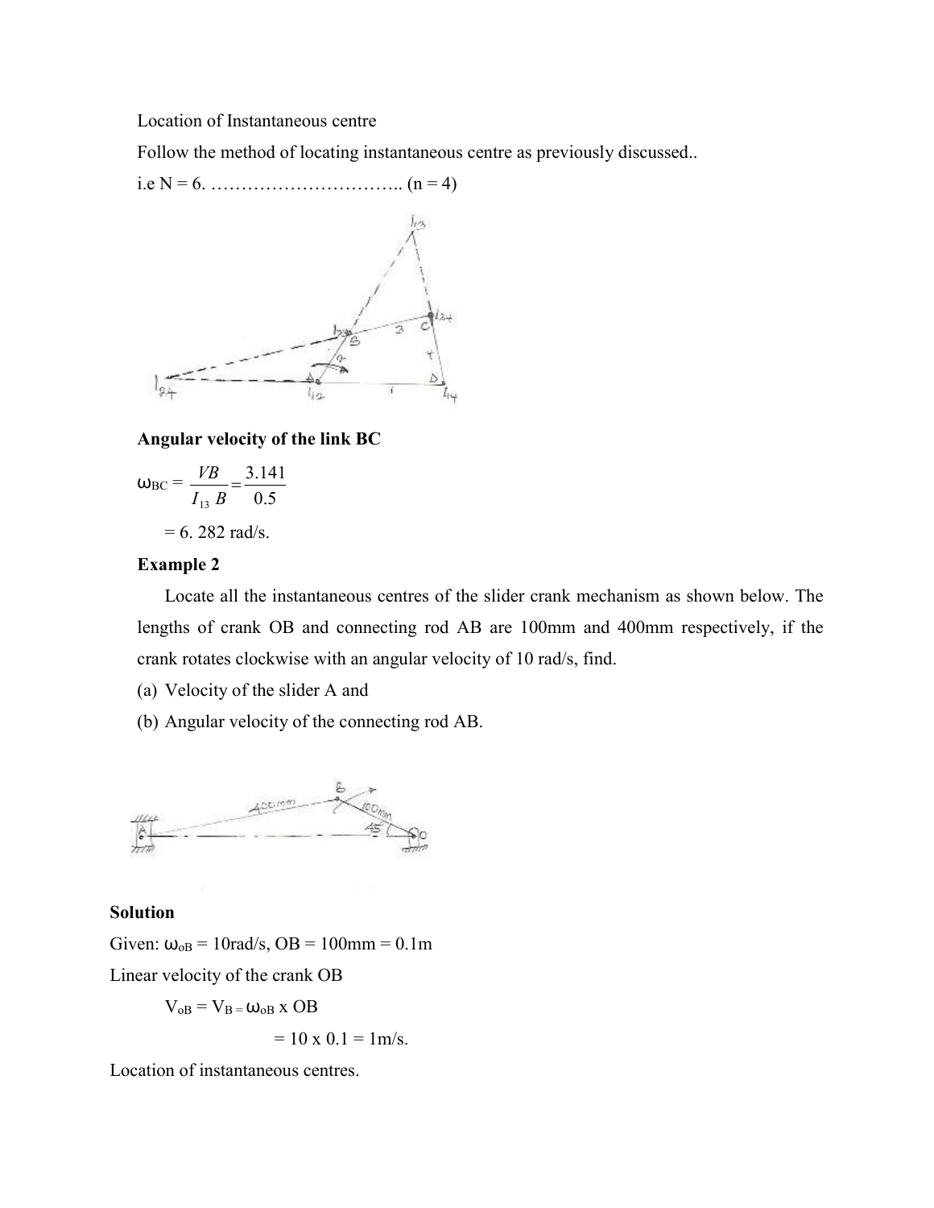Location of Instantaneous centre

Follow the method of locating instantaneous centre as previously discussed..

i.e N = 6. ………………………….. (n = 4)

**Angular velocity of the link BC**

$$\omega_{BC} = \frac{VB}{I_{13}B} = \frac{3.141}{0.5}$$

= 6. 282 rad/s.

**Example 2**

Locate all the instantaneous centres of the slider crank mechanism as shown below. The lengths of crank OB and connecting rod AB are 100mm and 400mm respectively, if the crank rotates clockwise with an angular velocity of 10 rad/s, find.

(a) Velocity of the slider A and

(b) Angular velocity of the connecting rod AB.

**Solution**

Given: $\omega_{oB}$ = 10rad/s, OB = 100mm = 0.1m

Linear velocity of the crank OB

$V_{oB} = V_B = \omega_{oB} \times OB$

$= 10 \times 0.1 = 1$m/s.

Location of instantaneous centres.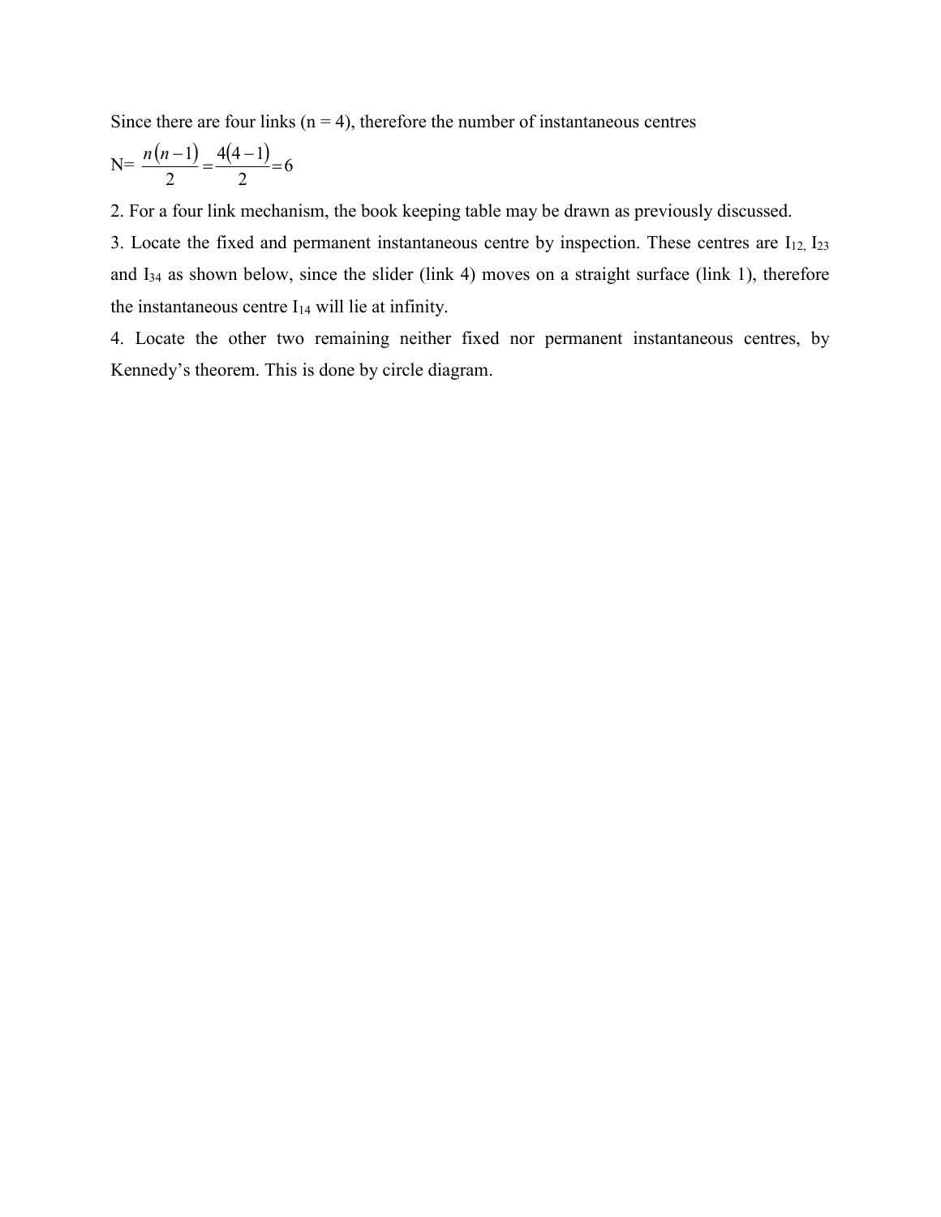Since there are four links (n = 4), therefore the number of instantaneous centres

$$N = \frac{n(n-1)}{2} = \frac{4(4-1)}{2} = 6$$

2. For a four link mechanism, the book keeping table may be drawn as previously discussed.

3. Locate the fixed and permanent instantaneous centre by inspection. These centres are $I_{12}$, $I_{23}$ and $I_{34}$ as shown below, since the slider (link 4) moves on a straight surface (link 1), therefore the instantaneous centre $I_{14}$ will lie at infinity.

4. Locate the other two remaining neither fixed nor permanent instantaneous centres, by Kennedy's theorem. This is done by circle diagram.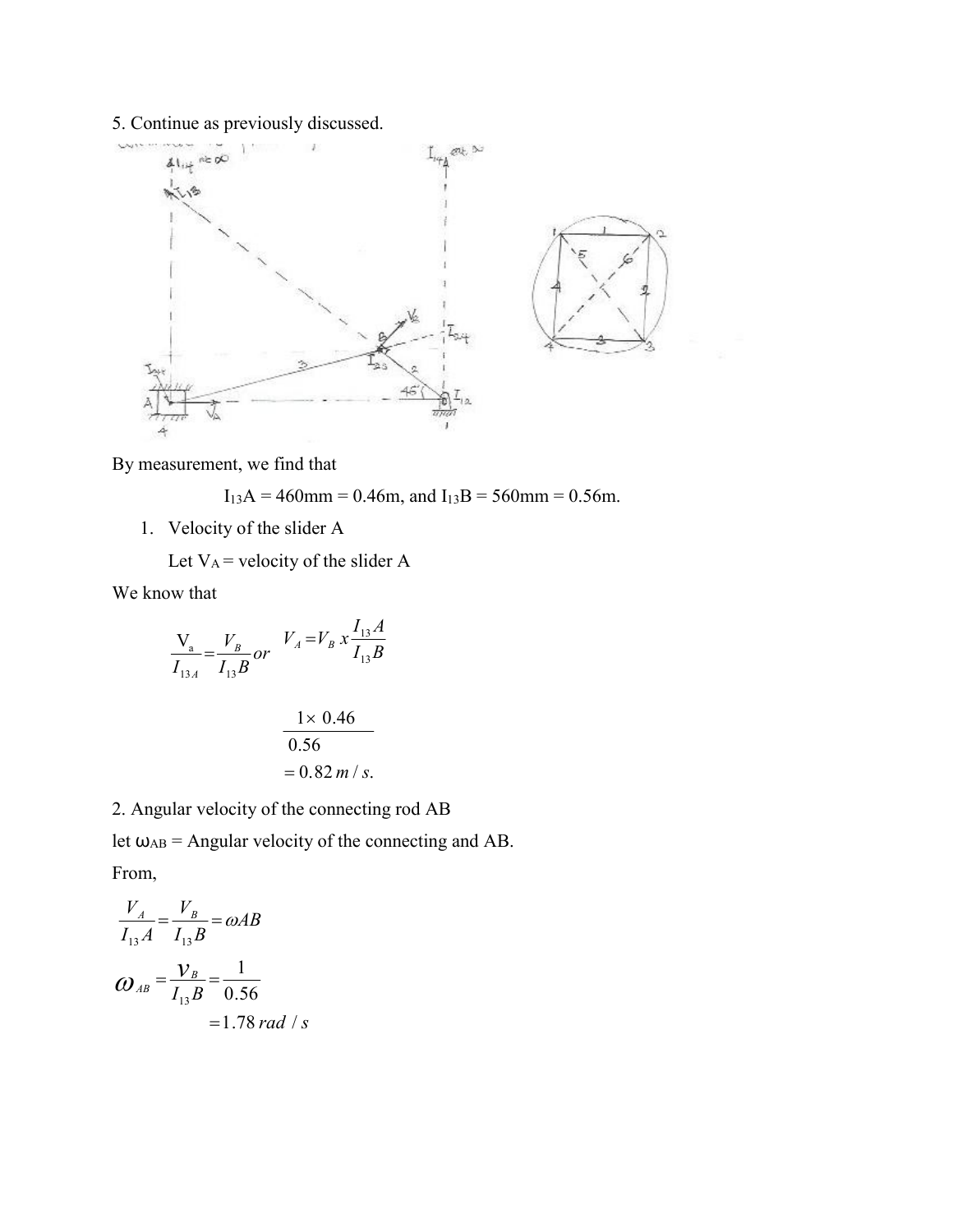5. Continue as previously discussed.

By measurement, we find that

$I_{13}A$ = 460mm = 0.46m, and $I_{13}B$ = 560mm = 0.56m.

1. Velocity of the slider A

   Let $V_A$ = velocity of the slider A

We know that

$$\frac{V_a}{I_{13A}} = \frac{V_B}{I_{13}B} \quad or \quad V_A = V_B \, x \frac{I_{13}A}{I_{13}B}$$

$$\frac{1 \times 0.46}{0.56}$$

$$= 0.82 \, m/s.$$

2. Angular velocity of the connecting rod AB

let $\omega_{AB}$ = Angular velocity of the connecting and AB.

From,

$$\frac{V_A}{I_{13}A} = \frac{V_B}{I_{13}B} = \omega AB$$

$$\omega_{AB} = \frac{v_B}{I_{13}B} = \frac{1}{0.56}$$

$$= 1.78 \, rad \, / \, s$$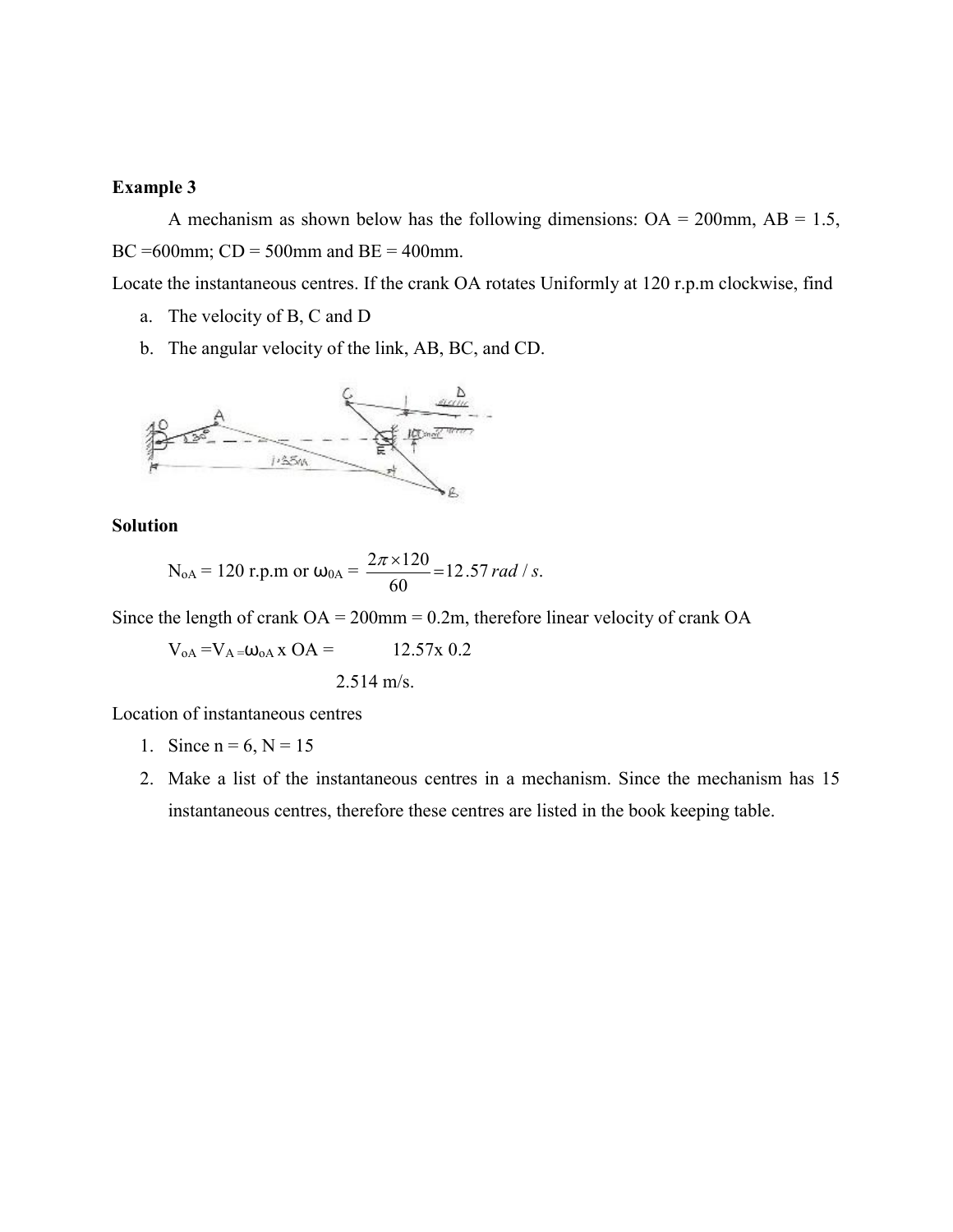**Example 3**

A mechanism as shown below has the following dimensions: OA = 200mm, AB = 1.5, BC =600mm; CD = 500mm and BE = 400mm.

Locate the instantaneous centres. If the crank OA rotates Uniformly at 120 r.p.m clockwise, find

a. The velocity of B, C and D
b. The angular velocity of the link, AB, BC, and CD.

**Solution**

$N_{oA}$ = 120 r.p.m or $\omega_{0A} = \frac{2\pi \times 120}{60} = 12.57\, rad/s.$

Since the length of crank OA = 200mm = 0.2m, therefore linear velocity of crank OA

$V_{oA} = V_A = \omega_{oA} \times OA = 12.57 \times 0.2$

$2.514$ m/s.

Location of instantaneous centres

1. Since n = 6, N = 15
2. Make a list of the instantaneous centres in a mechanism. Since the mechanism has 15 instantaneous centres, therefore these centres are listed in the book keeping table.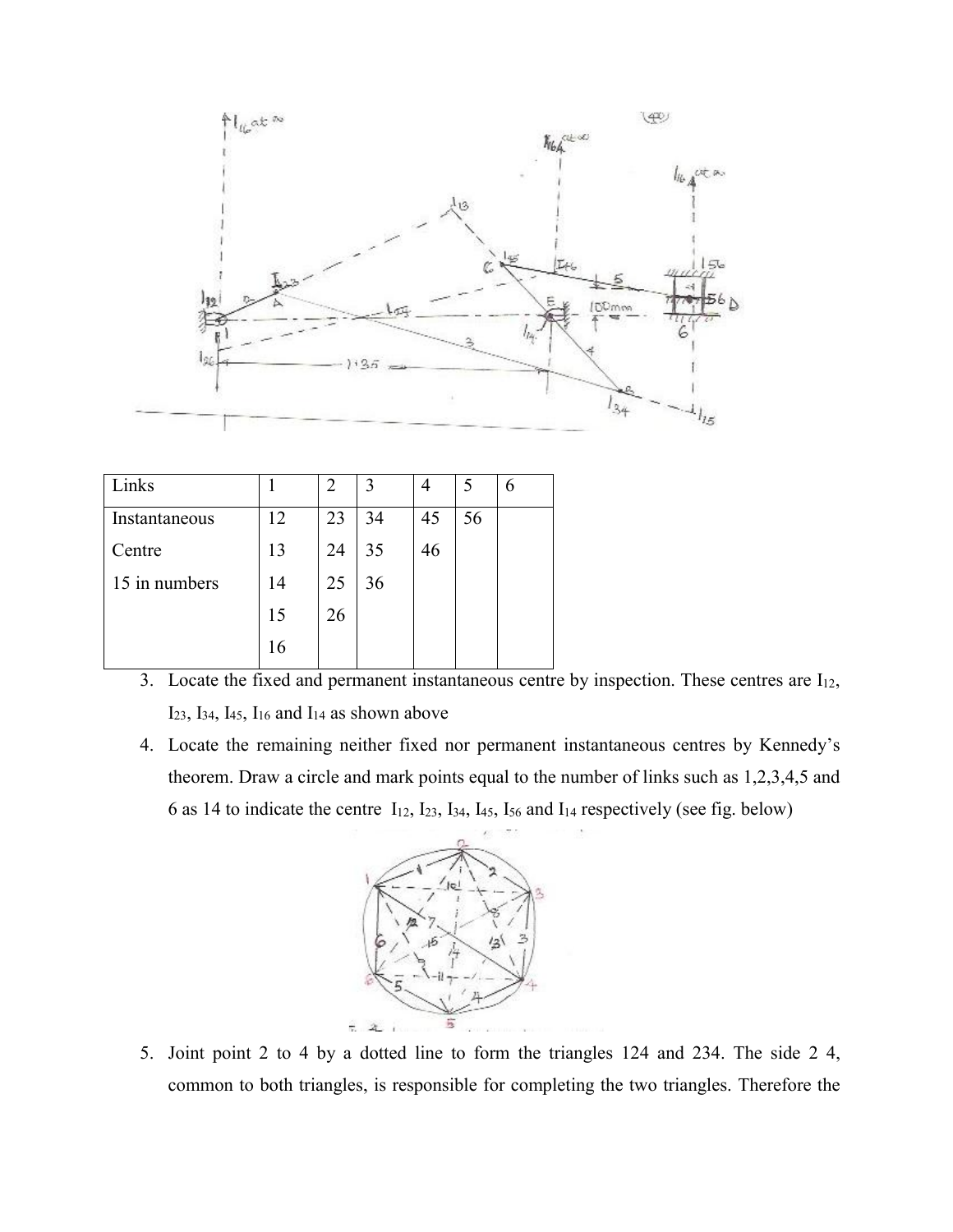| Links | 1 | 2 | 3 | 4 | 5 | 6 |
|---|---|---|---|---|---|---|
| Instantaneous | 12 | 23 | 34 | 45 | 56 | |
| Centre | 13 | 24 | 35 | 46 | | |
| 15 in numbers | 14 | 25 | 36 | | | |
| | 15 | 26 | | | | |
| | 16 | | | | | |

3. Locate the fixed and permanent instantaneous centre by inspection. These centres are $I_{12}$, $I_{23}$, $I_{34}$, $I_{45}$, $I_{16}$ and $I_{14}$ as shown above
4. Locate the remaining neither fixed nor permanent instantaneous centres by Kennedy's theorem. Draw a circle and mark points equal to the number of links such as 1,2,3,4,5 and 6 as 14 to indicate the centre $I_{12}$, $I_{23}$, $I_{34}$, $I_{45}$, $I_{56}$ and $I_{14}$ respectively (see fig. below)
5. Joint point 2 to 4 by a dotted line to form the triangles 124 and 234. The side 2 4, common to both triangles, is responsible for completing the two triangles. Therefore the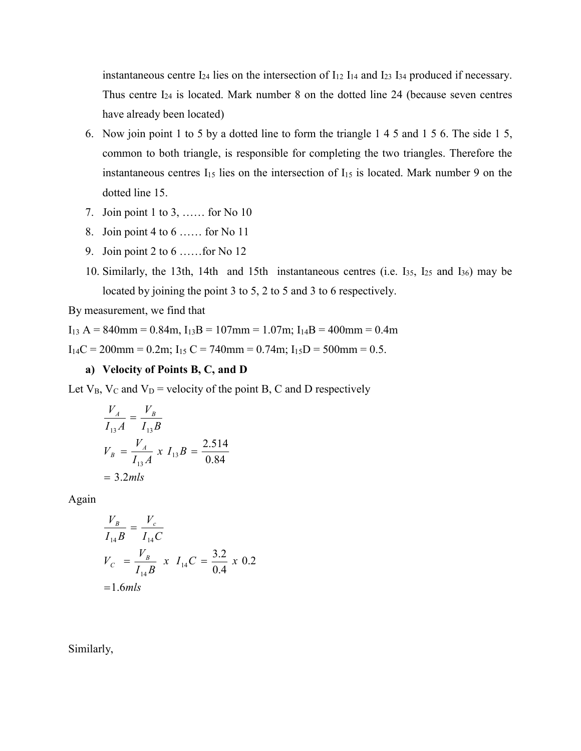instantaneous centre $I_{24}$ lies on the intersection of $I_{12}$ $I_{14}$ and $I_{23}$ $I_{34}$ produced if necessary. Thus centre $I_{24}$ is located. Mark number 8 on the dotted line 24 (because seven centres have already been located)

6. Now join point 1 to 5 by a dotted line to form the triangle 1 4 5 and 1 5 6. The side 1 5, common to both triangle, is responsible for completing the two triangles. Therefore the instantaneous centres $I_{15}$ lies on the intersection of $I_{15}$ is located. Mark number 9 on the dotted line 15.
7. Join point 1 to 3, …… for No 10
8. Join point 4 to 6 …… for No 11
9. Join point 2 to 6 ……for No 12
10. Similarly, the 13th, 14th and 15th instantaneous centres (i.e. $I_{35}$, $I_{25}$ and $I_{36}$) may be located by joining the point 3 to 5, 2 to 5 and 3 to 6 respectively.

By measurement, we find that

$I_{13}$ A = 840mm = 0.84m, $I_{13}$B = 107mm = 1.07m; $I_{14}$B = 400mm = 0.4m

$I_{14}$C = 200mm = 0.2m; $I_{15}$ C = 740mm = 0.74m; $I_{15}$D = 500mm = 0.5.

**a) Velocity of Points B, C, and D**

Let $V_B$, $V_C$ and $V_D$ = velocity of the point B, C and D respectively

$$\frac{V_A}{I_{13}A} = \frac{V_B}{I_{13}B}$$

$$V_B = \frac{V_A}{I_{13}A} \; x \; I_{13}B = \frac{2.514}{0.84}$$

$$= 3.2 mls$$

Again

$$\frac{V_B}{I_{14}B} = \frac{V_c}{I_{14}C}$$

$$V_C = \frac{V_B}{I_{14}B} \; x \; I_{14}C = \frac{3.2}{0.4} \; x \; 0.2$$

$$= 1.6 mls$$

Similarly,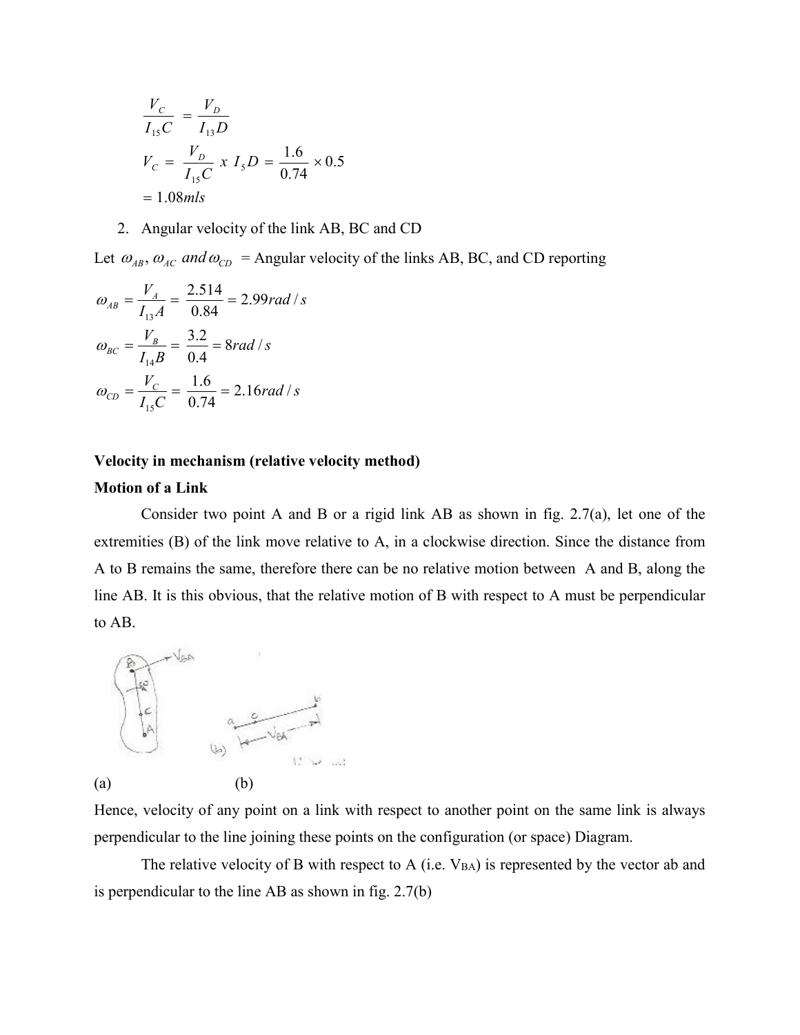$$\frac{V_C}{I_{15}C} = \frac{V_D}{I_{13}D}$$

$$V_C = \frac{V_D}{I_{15}C} \; x \; I_5 D = \frac{1.6}{0.74} \times 0.5$$

$$= 1.08 mls$$

2. Angular velocity of the link AB, BC and CD

Let $\omega_{AB}, \omega_{AC} \; and \, \omega_{CD}$ = Angular velocity of the links AB, BC, and CD reporting

$$\omega_{AB} = \frac{V_A}{I_{13}A} = \frac{2.514}{0.84} = 2.99 rad/s$$

$$\omega_{BC} = \frac{V_B}{I_{14}B} = \frac{3.2}{0.4} = 8 rad/s$$

$$\omega_{CD} = \frac{V_C}{I_{15}C} = \frac{1.6}{0.74} = 2.16 rad/s$$

**Velocity in mechanism (relative velocity method)**

**Motion of a Link**

Consider two point A and B or a rigid link AB as shown in fig. 2.7(a), let one of the extremities (B) of the link move relative to A, in a clockwise direction. Since the distance from A to B remains the same, therefore there can be no relative motion between A and B, along the line AB. It is this obvious, that the relative motion of B with respect to A must be perpendicular to AB.

(a) (b)

Hence, velocity of any point on a link with respect to another point on the same link is always perpendicular to the line joining these points on the configuration (or space) Diagram.

The relative velocity of B with respect to A (i.e. $V_{BA}$) is represented by the vector ab and is perpendicular to the line AB as shown in fig. 2.7(b)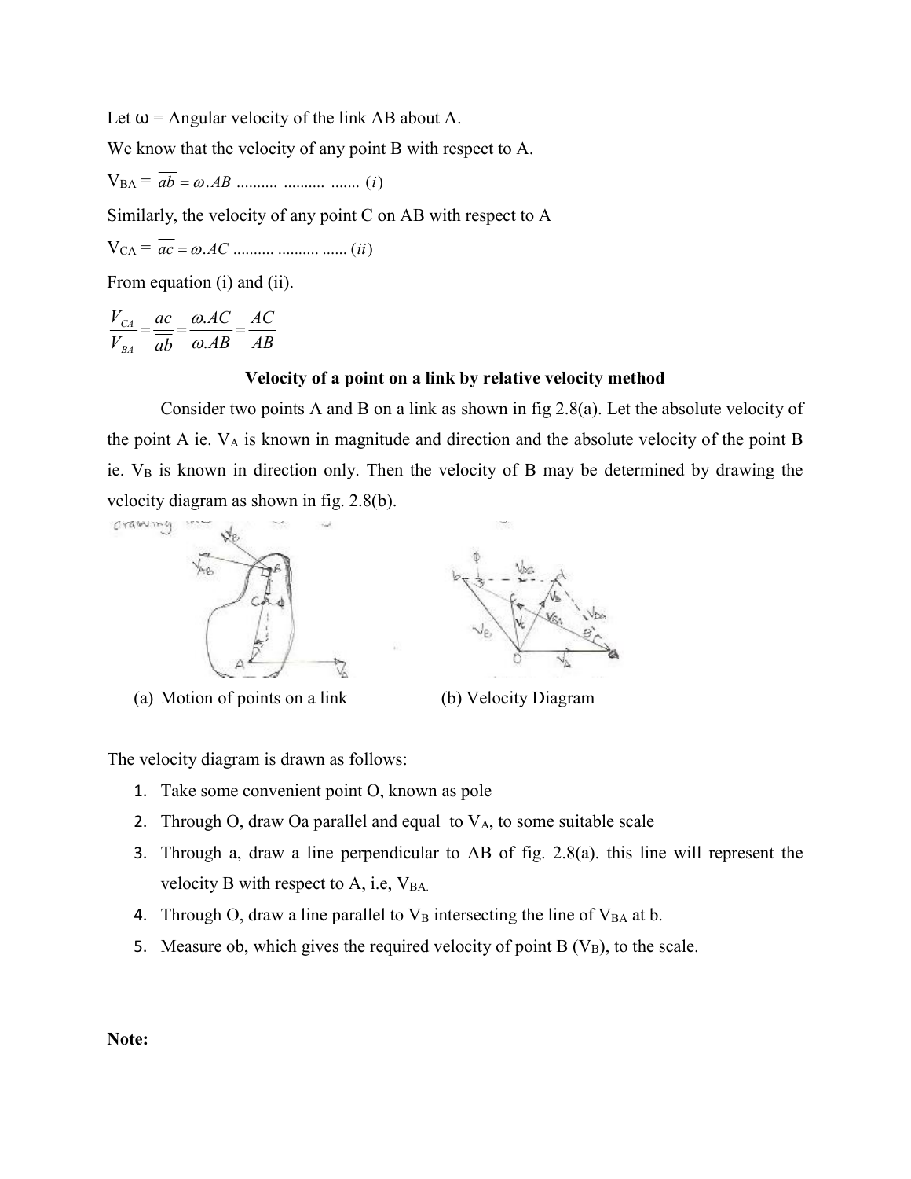Let ω = Angular velocity of the link AB about A.

We know that the velocity of any point B with respect to A.

$V_{BA} = \overline{ab} = \omega . AB$ .......... .......... ....... $(i)$

Similarly, the velocity of any point C on AB with respect to A

$V_{CA} = \overline{ac} = \omega . AC$ .......... .......... ...... $(ii)$

From equation (i) and (ii).

$$\frac{V_{CA}}{V_{BA}} = \frac{\overline{ac}}{\overline{ab}} = \frac{\omega . AC}{\omega . AB} = \frac{AC}{AB}$$

**Velocity of a point on a link by relative velocity method**

Consider two points A and B on a link as shown in fig 2.8(a). Let the absolute velocity of the point A ie. $V_A$ is known in magnitude and direction and the absolute velocity of the point B ie. $V_B$ is known in direction only. Then the velocity of B may be determined by drawing the velocity diagram as shown in fig. 2.8(b).

(a) Motion of points on a link

(b) Velocity Diagram

The velocity diagram is drawn as follows:

1. Take some convenient point O, known as pole
2. Through O, draw Oa parallel and equal to $V_A$, to some suitable scale
3. Through a, draw a line perpendicular to AB of fig. 2.8(a). this line will represent the velocity B with respect to A, i.e, $V_{BA}$.
4. Through O, draw a line parallel to $V_B$ intersecting the line of $V_{BA}$ at b.
5. Measure ob, which gives the required velocity of point B ($V_B$), to the scale.

**Note:**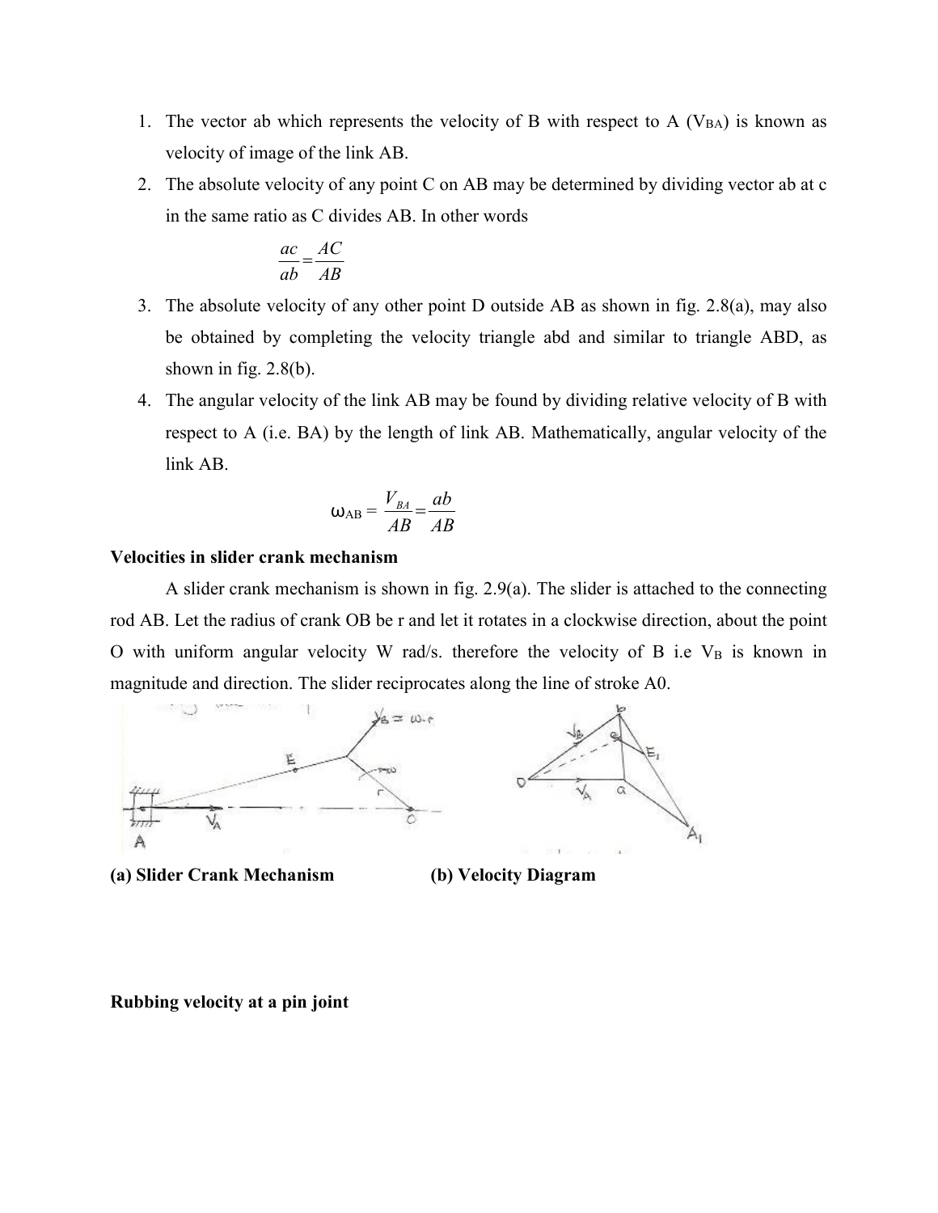1. The vector ab which represents the velocity of B with respect to A ($V_{BA}$) is known as velocity of image of the link AB.
2. The absolute velocity of any point C on AB may be determined by dividing vector ab at c in the same ratio as C divides AB. In other words

$$\frac{ac}{ab} = \frac{AC}{AB}$$

3. The absolute velocity of any other point D outside AB as shown in fig. 2.8(a), may also be obtained by completing the velocity triangle abd and similar to triangle ABD, as shown in fig. 2.8(b).
4. The angular velocity of the link AB may be found by dividing relative velocity of B with respect to A (i.e. BA) by the length of link AB. Mathematically, angular velocity of the link AB.

$$\omega_{AB} = \frac{V_{BA}}{AB} = \frac{ab}{AB}$$

**Velocities in slider crank mechanism**

A slider crank mechanism is shown in fig. 2.9(a). The slider is attached to the connecting rod AB. Let the radius of crank OB be r and let it rotates in a clockwise direction, about the point O with uniform angular velocity W rad/s. therefore the velocity of B i.e $V_B$ is known in magnitude and direction. The slider reciprocates along the line of stroke A0.

**(a) Slider Crank Mechanism** **(b) Velocity Diagram**

**Rubbing velocity at a pin joint**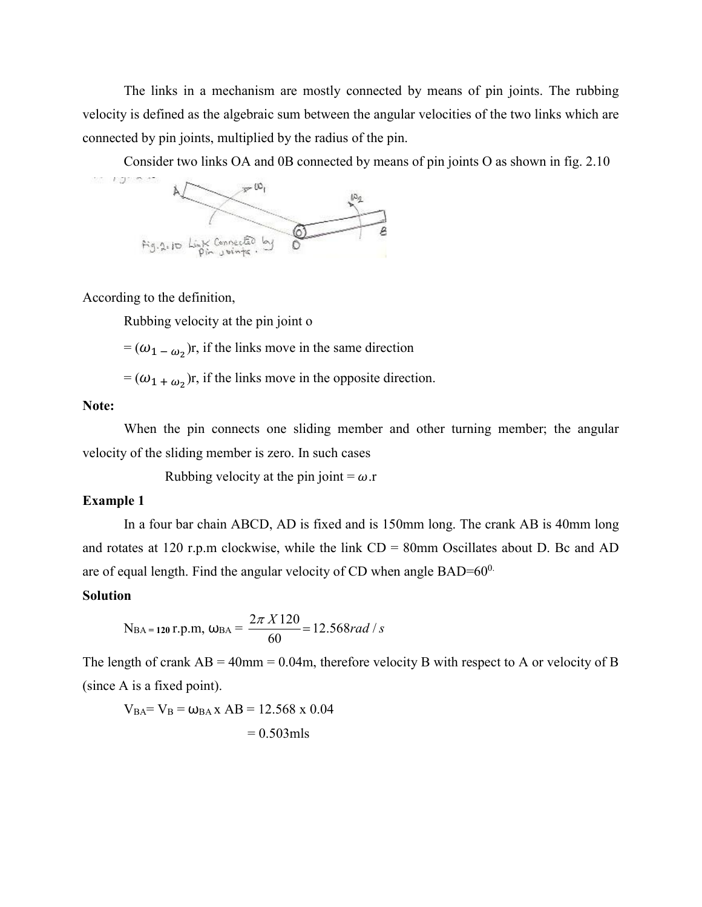The links in a mechanism are mostly connected by means of pin joints. The rubbing velocity is defined as the algebraic sum between the angular velocities of the two links which are connected by pin joints, multiplied by the radius of the pin.

Consider two links OA and 0B connected by means of pin joints O as shown in fig. 2.10

Fig.2.10 Link Connected by Pin joints.

According to the definition,

Rubbing velocity at the pin joint o

$= (\omega_{1} - \omega_{2})r$, if the links move in the same direction

$= (\omega_{1} + \omega_{2})r$, if the links move in the opposite direction.

**Note:**

When the pin connects one sliding member and other turning member; the angular velocity of the sliding member is zero. In such cases

Rubbing velocity at the pin joint $= \omega.r$

**Example 1**

In a four bar chain ABCD, AD is fixed and is 150mm long. The crank AB is 40mm long and rotates at 120 r.p.m clockwise, while the link CD = 80mm Oscillates about D. Bc and AD are of equal length. Find the angular velocity of CD when angle BAD=$60^{0}$.

**Solution**

$N_{BA} = 120$ r.p.m, $\omega_{BA} = \dfrac{2\pi X 120}{60} = 12.568 rad/s$

The length of crank AB = 40mm = 0.04m, therefore velocity B with respect to A or velocity of B (since A is a fixed point).

$V_{BA} = V_{B} = \omega_{BA} \text{ x } AB = 12.568 \text{ x } 0.04$

$= 0.503$mls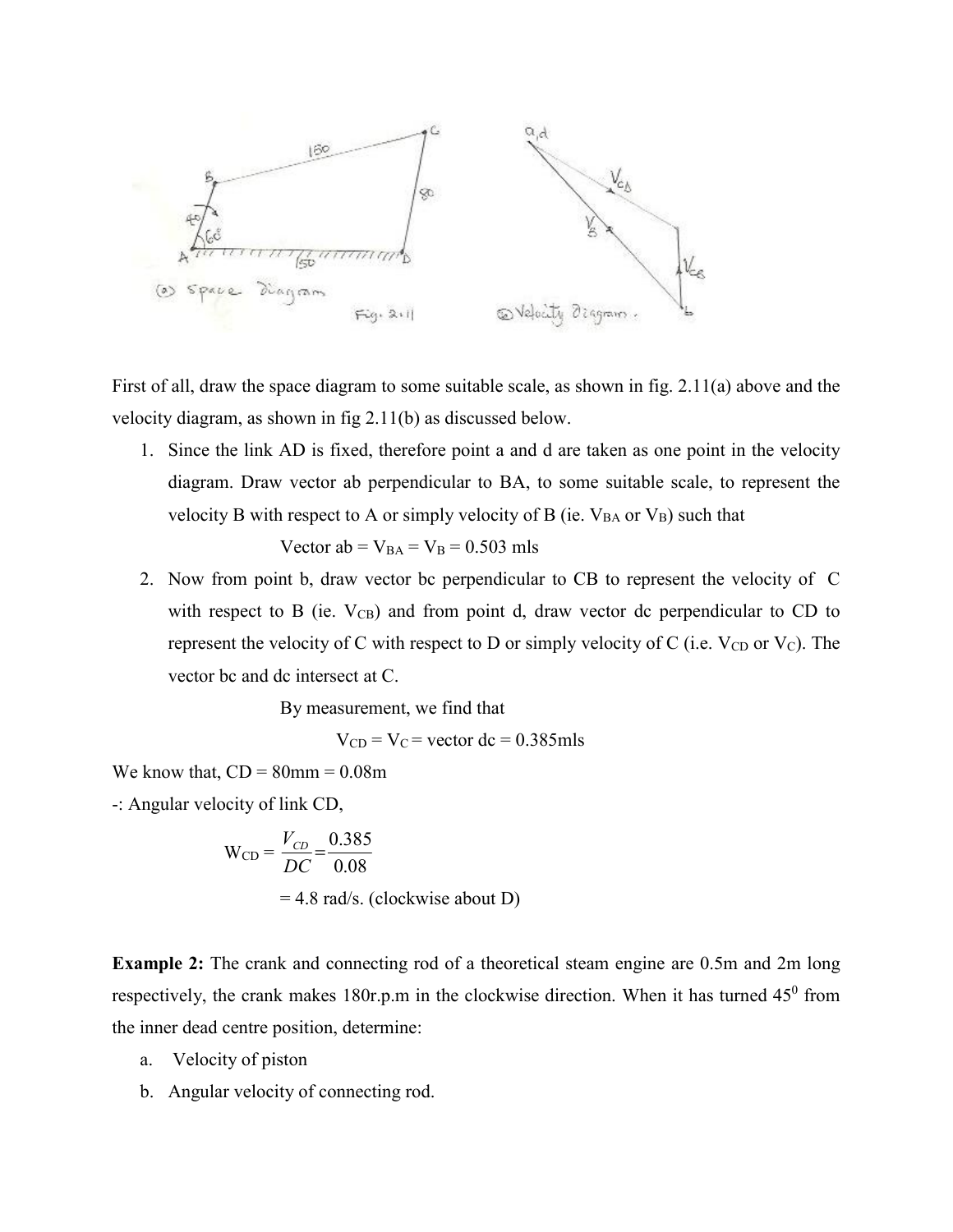First of all, draw the space diagram to some suitable scale, as shown in fig. 2.11(a) above and the velocity diagram, as shown in fig 2.11(b) as discussed below.

1. Since the link AD is fixed, therefore point a and d are taken as one point in the velocity diagram. Draw vector ab perpendicular to BA, to some suitable scale, to represent the velocity B with respect to A or simply velocity of B (ie. $V_{BA}$ or $V_B$) such that

   Vector ab = $V_{BA}$ = $V_B$ = 0.503 mls

2. Now from point b, draw vector bc perpendicular to CB to represent the velocity of C with respect to B (ie. $V_{CB}$) and from point d, draw vector dc perpendicular to CD to represent the velocity of C with respect to D or simply velocity of C (i.e. $V_{CD}$ or $V_C$). The vector bc and dc intersect at C.

   By measurement, we find that

   $V_{CD}$ = $V_C$ = vector dc = 0.385mls

We know that, CD = 80mm = 0.08m

-: Angular velocity of link CD,

$$W_{CD} = \frac{V_{CD}}{DC} = \frac{0.385}{0.08}$$

= 4.8 rad/s. (clockwise about D)

**Example 2:** The crank and connecting rod of a theoretical steam engine are 0.5m and 2m long respectively, the crank makes 180r.p.m in the clockwise direction. When it has turned $45^0$ from the inner dead centre position, determine:

a. Velocity of piston
b. Angular velocity of connecting rod.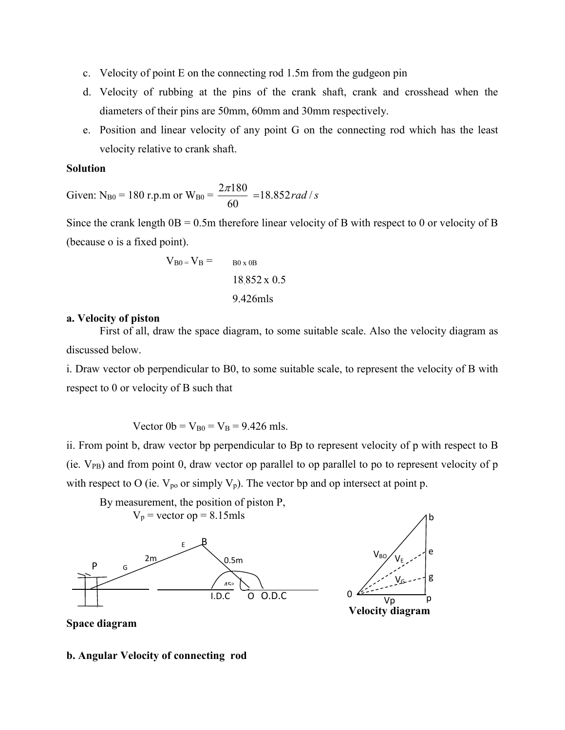c. Velocity of point E on the connecting rod 1.5m from the gudgeon pin

d. Velocity of rubbing at the pins of the crank shaft, crank and crosshead when the diameters of their pins are 50mm, 60mm and 30mm respectively.

e. Position and linear velocity of any point G on the connecting rod which has the least velocity relative to crank shaft.

**Solution**

Given: $N_{B0}$ = 180 r.p.m or $W_{B0} = \frac{2\pi 180}{60} = 18.852 rad/s$

Since the crank length 0B = 0.5m therefore linear velocity of B with respect to 0 or velocity of B (because o is a fixed point).

$V_{B0} = V_B =$ B0 x 0B

18.852 x 0.5

9.426mls

**a. Velocity of piston**

First of all, draw the space diagram, to some suitable scale. Also the velocity diagram as discussed below.

i. Draw vector ob perpendicular to B0, to some suitable scale, to represent the velocity of B with respect to 0 or velocity of B such that

Vector 0b = $V_{B0} = V_B$ = 9.426 mls.

ii. From point b, draw vector bp perpendicular to Bp to represent velocity of p with respect to B (ie. $V_{PB}$) and from point 0, draw vector op parallel to op parallel to po to represent velocity of p with respect to O (ie. $V_{po}$ or simply $V_p$). The vector bp and op intersect at point p.

By measurement, the position of piston P,

$V_p$ = vector op = 8.15mls

Space diagram

Velocity diagram

**b. Angular Velocity of connecting rod**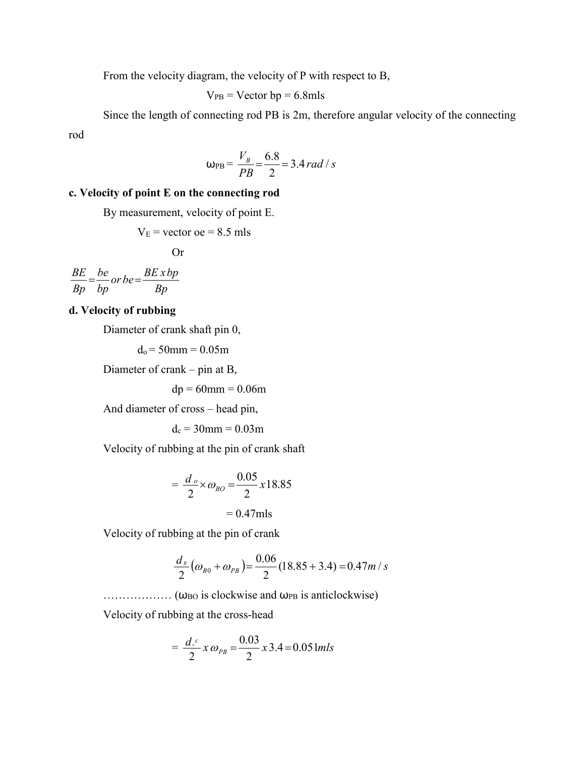From the velocity diagram, the velocity of P with respect to B,

$$V_{PB} = \text{Vector bp} = 6.8\text{mls}$$

Since the length of connecting rod PB is 2m, therefore angular velocity of the connecting rod

$$\omega_{PB} = \frac{V_B}{PB} = \frac{6.8}{2} = 3.4\, rad/s$$

**c. Velocity of point E on the connecting rod**

By measurement, velocity of point E.

$$V_E = \text{vector oe} = 8.5 \text{ mls}$$

Or

$$\frac{BE}{Bp} = \frac{be}{bp} or\, be = \frac{BE\, x\, bp}{Bp}$$

**d. Velocity of rubbing**

Diameter of crank shaft pin 0,

$d_o = 50\text{mm} = 0.05\text{m}$

Diameter of crank – pin at B,

$dp = 60\text{mm} = 0.06\text{m}$

And diameter of cross – head pin,

$d_c = 30\text{mm} = 0.03\text{m}$

Velocity of rubbing at the pin of crank shaft

$$= \frac{d_o}{2} \times \omega_{BO} = \frac{0.05}{2} x\, 18.85$$

$$= 0.47\text{mls}$$

Velocity of rubbing at the pin of crank

$$\frac{d_B}{2}\left(\omega_{B0} + \omega_{PB}\right) = \frac{0.06}{2}(18.85 + 3.4) = 0.47 m/s$$

……………… ($\omega_{BO}$ is clockwise and $\omega_{PB}$ is anticlockwise)

Velocity of rubbing at the cross-head

$$= \frac{d_c^{\,c}}{2}\, x\, \omega_{PB} = \frac{0.03}{2} x\, 3.4 = 0.051 mls$$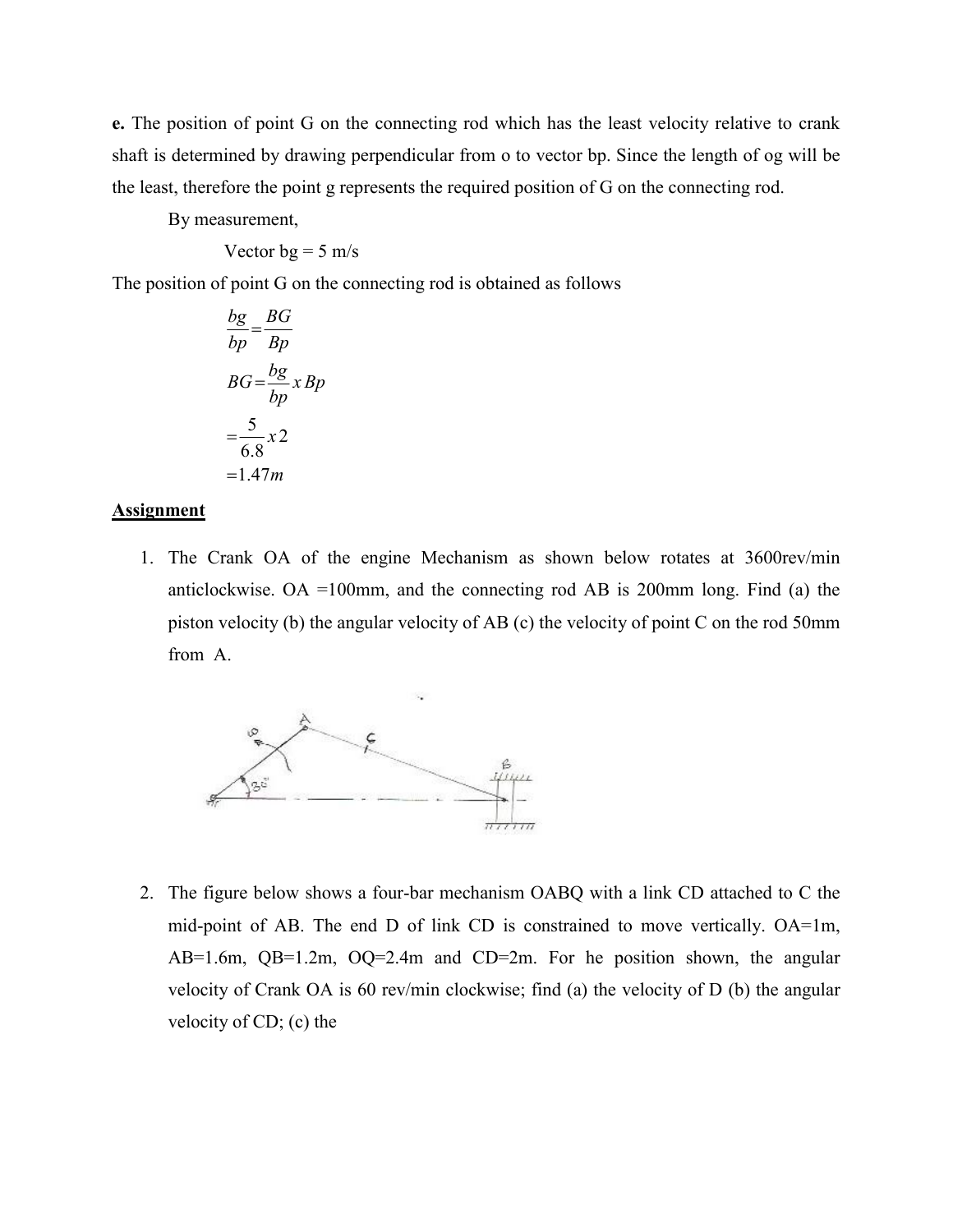**e.** The position of point G on the connecting rod which has the least velocity relative to crank shaft is determined by drawing perpendicular from o to vector bp. Since the length of og will be the least, therefore the point g represents the required position of G on the connecting rod.

By measurement,

Vector bg = 5 m/s

The position of point G on the connecting rod is obtained as follows

$$\frac{bg}{bp} = \frac{BG}{Bp}$$

$$BG = \frac{bg}{bp} x\, Bp$$

$$= \frac{5}{6.8} x\, 2$$

$$= 1.47m$$

**Assignment**

1. The Crank OA of the engine Mechanism as shown below rotates at 3600rev/min anticlockwise. OA =100mm, and the connecting rod AB is 200mm long. Find (a) the piston velocity (b) the angular velocity of AB (c) the velocity of point C on the rod 50mm from A.

2. The figure below shows a four-bar mechanism OABQ with a link CD attached to C the mid-point of AB. The end D of link CD is constrained to move vertically. OA=1m, AB=1.6m, QB=1.2m, OQ=2.4m and CD=2m. For he position shown, the angular velocity of Crank OA is 60 rev/min clockwise; find (a) the velocity of D (b) the angular velocity of CD; (c) the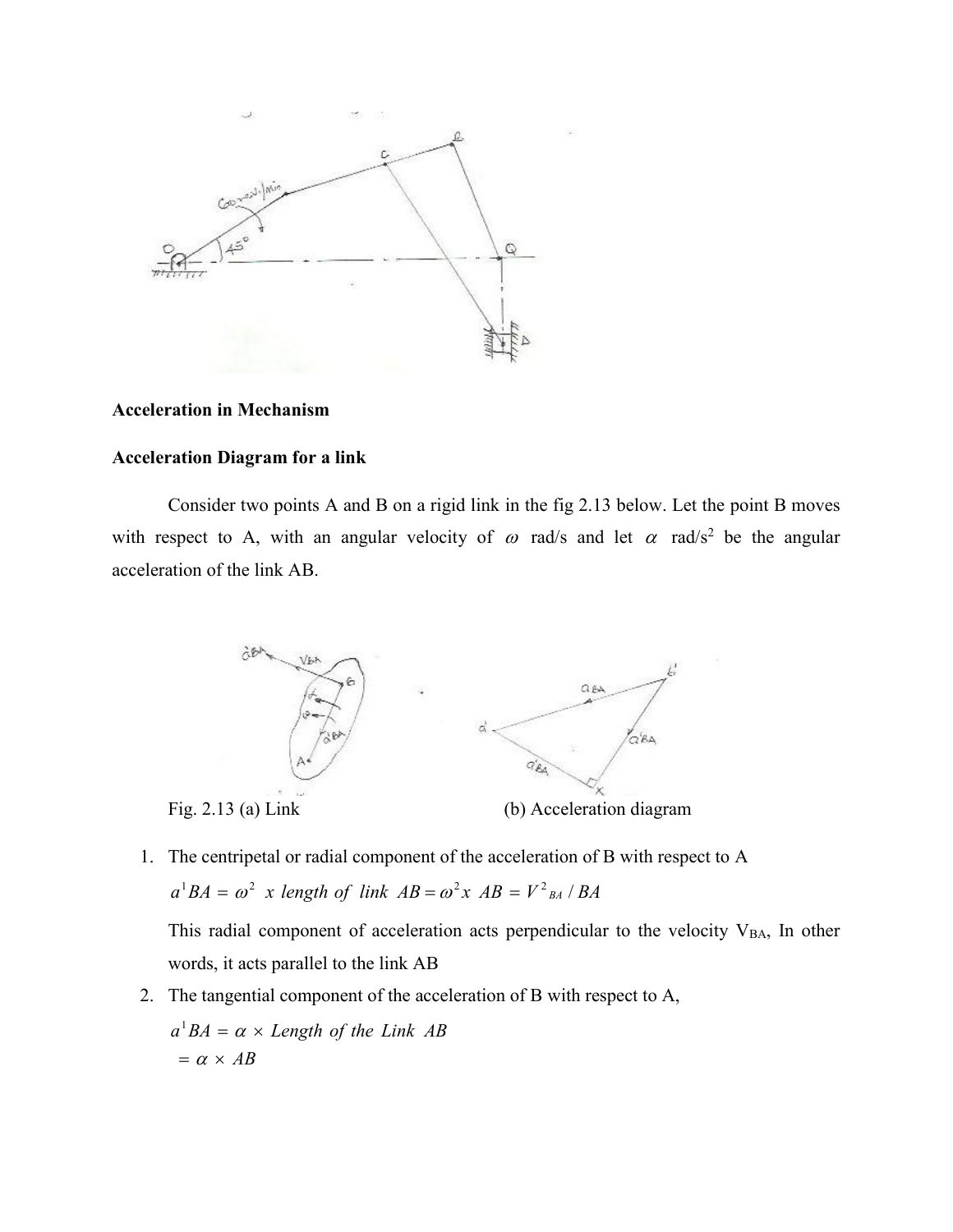**Acceleration in Mechanism**

**Acceleration Diagram for a link**

Consider two points A and B on a rigid link in the fig 2.13 below. Let the point B moves with respect to A, with an angular velocity of $\omega$ rad/s and let $\alpha$ rad/s$^2$ be the angular acceleration of the link AB.

Fig. 2.13 (a) Link (b) Acceleration diagram

1. The centripetal or radial component of the acceleration of B with respect to A

   $a^1BA = \omega^2 \ x \ length \ of \ link \ AB = \omega^2 x \ AB = V^2{}_{BA} / BA$

   This radial component of acceleration acts perpendicular to the velocity $V_{BA}$, In other words, it acts parallel to the link AB

2. The tangential component of the acceleration of B with respect to A,

   $a^1BA = \alpha \times Length \ of \ the \ Link \ AB$
   $= \alpha \times AB$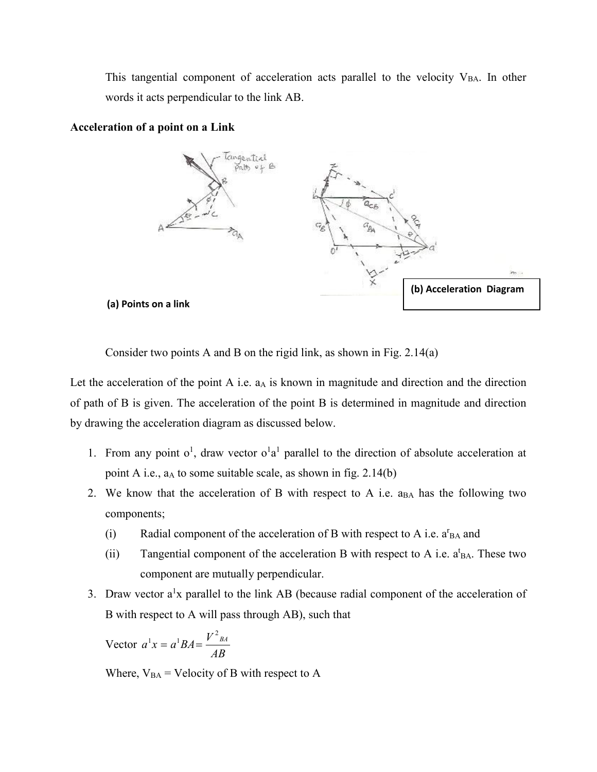This tangential component of acceleration acts parallel to the velocity $V_{BA}$. In other words it acts perpendicular to the link AB.

**Acceleration of a point on a Link**

**(a) Points on a link**

**(b) Acceleration Diagram**

Consider two points A and B on the rigid link, as shown in Fig. 2.14(a)

Let the acceleration of the point A i.e. $a_A$ is known in magnitude and direction and the direction of path of B is given. The acceleration of the point B is determined in magnitude and direction by drawing the acceleration diagram as discussed below.

1. From any point $o^1$, draw vector $o^1a^1$ parallel to the direction of absolute acceleration at point A i.e., $a_A$ to some suitable scale, as shown in fig. 2.14(b)
2. We know that the acceleration of B with respect to A i.e. $a_{BA}$ has the following two components;
   (i) Radial component of the acceleration of B with respect to A i.e. $a^r_{BA}$ and
   (ii) Tangential component of the acceleration B with respect to A i.e. $a^t_{BA}$. These two component are mutually perpendicular.
3. Draw vector $a^1x$ parallel to the link AB (because radial component of the acceleration of B with respect to A will pass through AB), such that

   Vector $a^1x = a^1BA = \dfrac{V^2_{BA}}{AB}$

   Where, $V_{BA}$ = Velocity of B with respect to A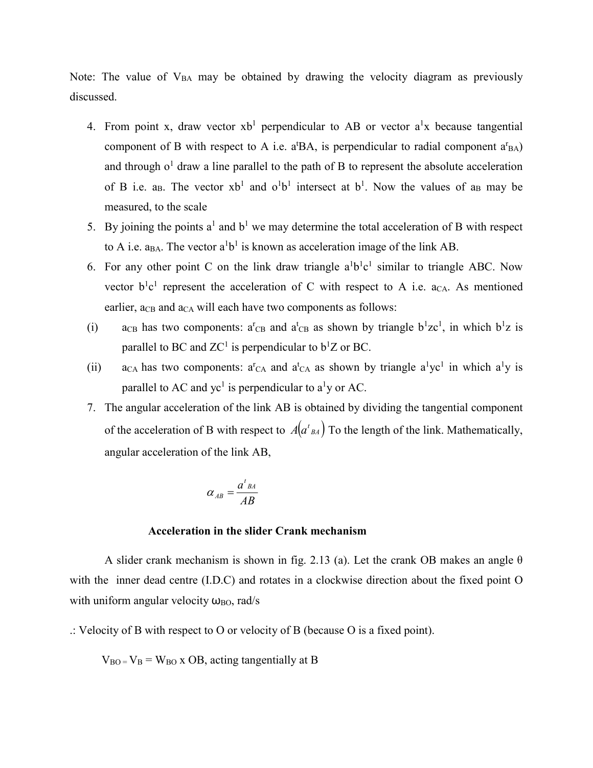Note: The value of $V_{BA}$ may be obtained by drawing the velocity diagram as previously discussed.

4. From point x, draw vector $xb^1$ perpendicular to AB or vector $a^1x$ because tangential component of B with respect to A i.e. $a^tBA$, is perpendicular to radial component $a^r_{BA}$) and through $o^1$ draw a line parallel to the path of B to represent the absolute acceleration of B i.e. $a_B$. The vector $xb^1$ and $o^1b^1$ intersect at $b^1$. Now the values of $a_B$ may be measured, to the scale
5. By joining the points $a^1$ and $b^1$ we may determine the total acceleration of B with respect to A i.e. $a_{BA}$. The vector $a^1b^1$ is known as acceleration image of the link AB.
6. For any other point C on the link draw triangle $a^1b^1c^1$ similar to triangle ABC. Now vector $b^1c^1$ represent the acceleration of C with respect to A i.e. $a_{CA}$. As mentioned earlier, $a_{CB}$ and $a_{CA}$ will each have two components as follows:

(i) $a_{CB}$ has two components: $a^r_{CB}$ and $a^t_{CB}$ as shown by triangle $b^1zc^1$, in which $b^1z$ is parallel to BC and $ZC^1$ is perpendicular to $b^1Z$ or BC.

(ii) $a_{CA}$ has two components: $a^r_{CA}$ and $a^t_{CA}$ as shown by triangle $a^1yc^1$ in which $a^1y$ is parallel to AC and $yc^1$ is perpendicular to $a^1y$ or AC.

7. The angular acceleration of the link AB is obtained by dividing the tangential component of the acceleration of B with respect to $A\left(a^t{}_{BA}\right)$ To the length of the link. Mathematically, angular acceleration of the link AB,

$$\alpha_{AB} = \frac{a^t{}_{BA}}{AB}$$

**Acceleration in the slider Crank mechanism**

A slider crank mechanism is shown in fig. 2.13 (a). Let the crank OB makes an angle θ with the inner dead centre (I.D.C) and rotates in a clockwise direction about the fixed point O with uniform angular velocity $\omega_{BO}$, rad/s

.: Velocity of B with respect to O or velocity of B (because O is a fixed point).

$V_{BO} = V_B = W_{BO} \times OB$, acting tangentially at B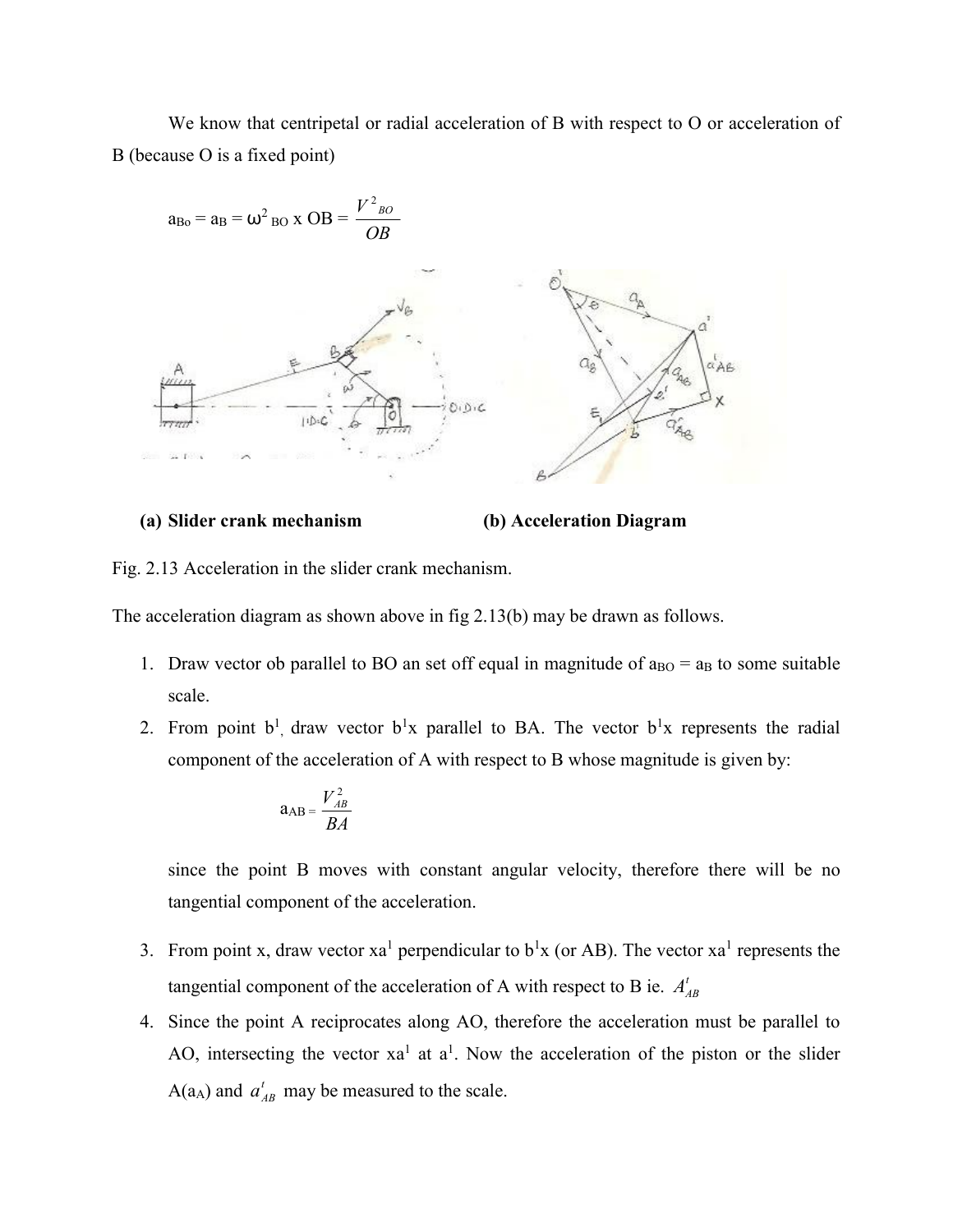We know that centripetal or radial acceleration of B with respect to O or acceleration of B (because O is a fixed point)

$$a_{Bo} = a_B = \omega^2_{BO} \times OB = \frac{V^2_{BO}}{OB}$$

**(a) Slider crank mechanism** **(b) Acceleration Diagram**

Fig. 2.13 Acceleration in the slider crank mechanism.

The acceleration diagram as shown above in fig 2.13(b) may be drawn as follows.

1. Draw vector ob parallel to BO an set off equal in magnitude of $a_{BO} = a_B$ to some suitable scale.
2. From point $b^1$, draw vector $b^1x$ parallel to BA. The vector $b^1x$ represents the radial component of the acceleration of A with respect to B whose magnitude is given by:

   $$a_{AB} = \frac{V^2_{AB}}{BA}$$

   since the point B moves with constant angular velocity, therefore there will be no tangential component of the acceleration.

3. From point x, draw vector $xa^1$ perpendicular to $b^1x$ (or AB). The vector $xa^1$ represents the tangential component of the acceleration of A with respect to B ie. $A^t_{AB}$
4. Since the point A reciprocates along AO, therefore the acceleration must be parallel to AO, intersecting the vector $xa^1$ at $a^1$. Now the acceleration of the piston or the slider A($a_A$) and $a^t_{AB}$ may be measured to the scale.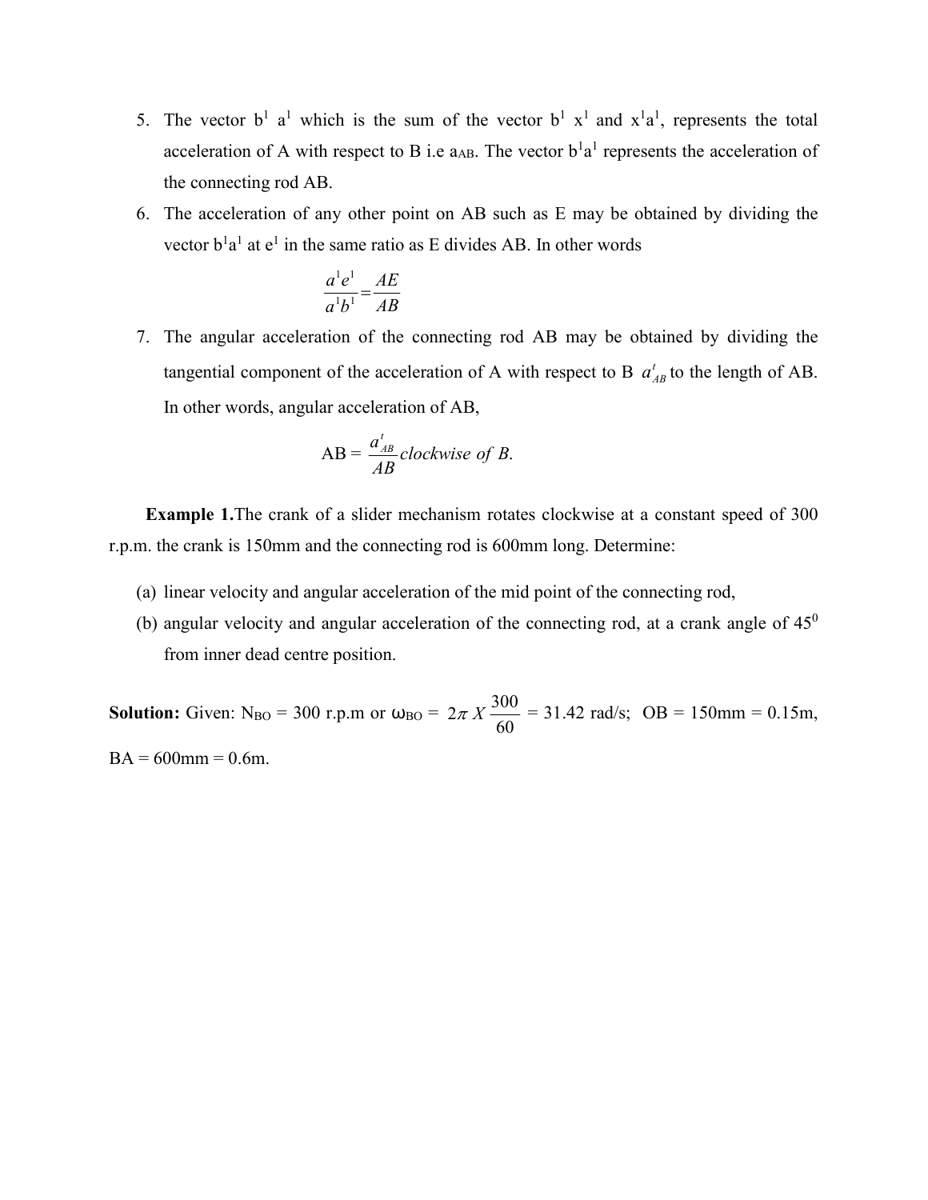5. The vector $b^1 a^1$ which is the sum of the vector $b^1 x^1$ and $x^1a^1$, represents the total acceleration of A with respect to B i.e $a_{AB}$. The vector $b^1a^1$ represents the acceleration of the connecting rod AB.
6. The acceleration of any other point on AB such as E may be obtained by dividing the vector $b^1a^1$ at $e^1$ in the same ratio as E divides AB. In other words

$$\frac{a^1e^1}{a^1b^1} = \frac{AE}{AB}$$

7. The angular acceleration of the connecting rod AB may be obtained by dividing the tangential component of the acceleration of A with respect to B $a^t_{AB}$ to the length of AB. In other words, angular acceleration of AB,

$$\text{AB} = \frac{a^t_{AB}}{AB} \, \textit{clockwise of B.}$$

**Example 1.** The crank of a slider mechanism rotates clockwise at a constant speed of 300 r.p.m. the crank is 150mm and the connecting rod is 600mm long. Determine:

(a) linear velocity and angular acceleration of the mid point of the connecting rod,

(b) angular velocity and angular acceleration of the connecting rod, at a crank angle of $45^0$ from inner dead centre position.

**Solution:** Given: $N_{BO}$ = 300 r.p.m or $\omega_{BO} = 2\pi \, X \, \frac{300}{60}$ = 31.42 rad/s; OB = 150mm = 0.15m, BA = 600mm = 0.6m.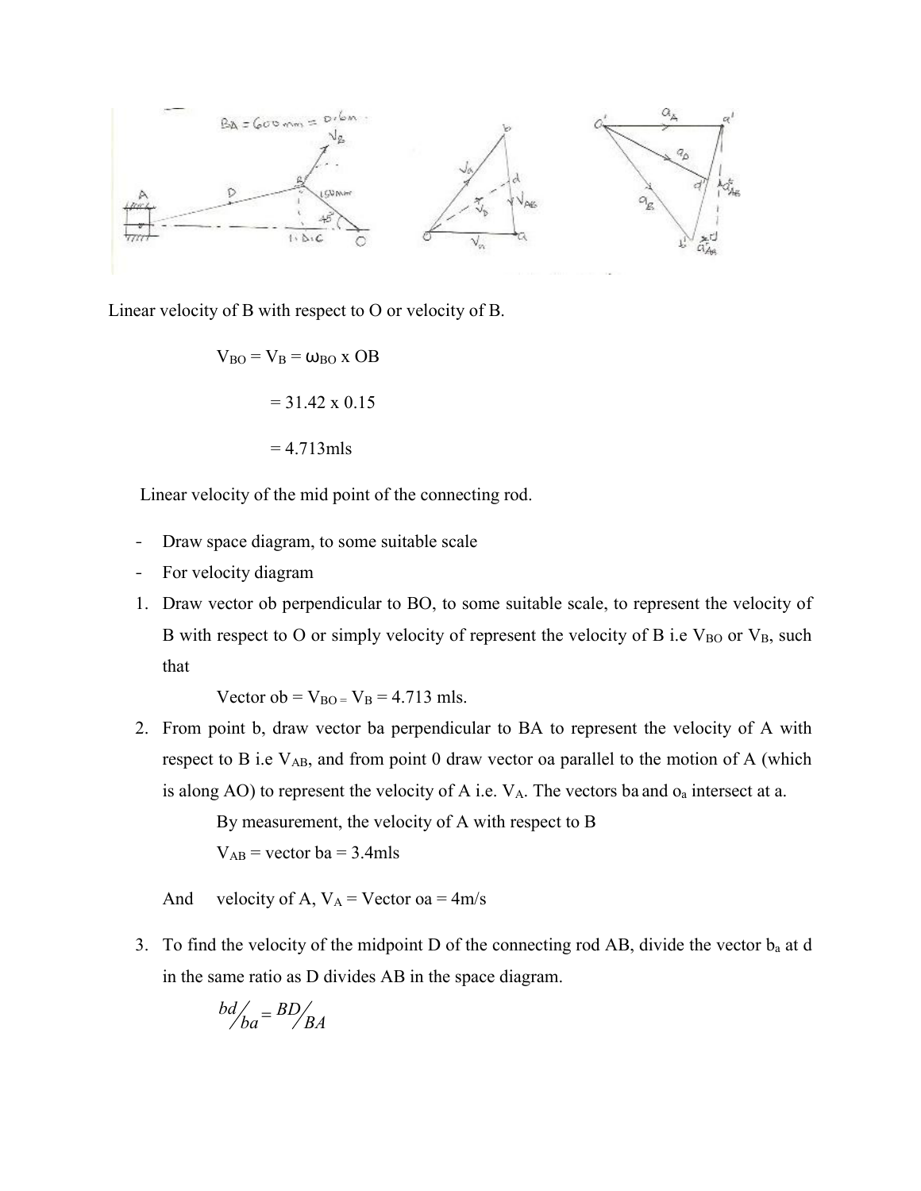Linear velocity of B with respect to O or velocity of B.

$$V_{BO} = V_B = \omega_{BO} \times OB$$

$$= 31.42 \times 0.15$$

$$= 4.713 \text{mls}$$

Linear velocity of the mid point of the connecting rod.

- Draw space diagram, to some suitable scale
- For velocity diagram

1. Draw vector ob perpendicular to BO, to some suitable scale, to represent the velocity of B with respect to O or simply velocity of represent the velocity of B i.e $V_{BO}$ or $V_B$, such that

   Vector ob = $V_{BO} = V_B$ = 4.713 mls.

2. From point b, draw vector ba perpendicular to BA to represent the velocity of A with respect to B i.e $V_{AB}$, and from point 0 draw vector oa parallel to the motion of A (which is along AO) to represent the velocity of A i.e. $V_A$. The vectors ba and $o_a$ intersect at a.

   By measurement, the velocity of A with respect to B

   $V_{AB}$ = vector ba = 3.4mls

   And velocity of A, $V_A$ = Vector oa = 4m/s

3. To find the velocity of the midpoint D of the connecting rod AB, divide the vector $b_a$ at d in the same ratio as D divides AB in the space diagram.

   $$\frac{bd}{ba} = \frac{BD}{BA}$$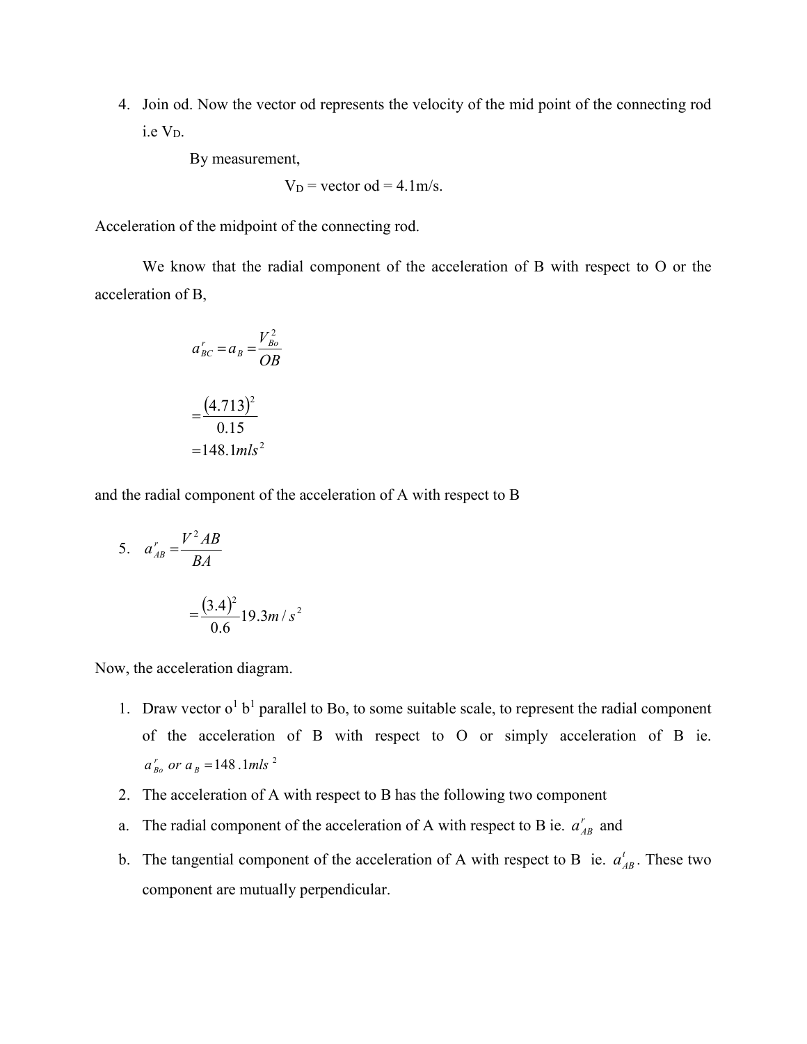4. Join od. Now the vector od represents the velocity of the mid point of the connecting rod i.e $V_D$.

    By measurement,

$$V_D = \text{vector od} = 4.1\text{m/s}.$$

Acceleration of the midpoint of the connecting rod.

We know that the radial component of the acceleration of B with respect to O or the acceleration of B,

$$a^r_{BC} = a_B = \frac{V^2_{Bo}}{OB}$$

$$= \frac{(4.713)^2}{0.15}$$

$$= 148.1 mls^2$$

and the radial component of the acceleration of A with respect to B

5. $a^r_{AB} = \frac{V^2 AB}{BA}$

$$= \frac{(3.4)^2}{0.6} 19.3 m/s^2$$

Now, the acceleration diagram.

1. Draw vector o[1] b[1] parallel to Bo, to some suitable scale, to represent the radial component of the acceleration of B with respect to O or simply acceleration of B ie. $a^r_{Bo}$ $or$ $a_B = 148.1 mls^2$
2. The acceleration of A with respect to B has the following two component
   a. The radial component of the acceleration of A with respect to B ie. $a^r_{AB}$ and
   b. The tangential component of the acceleration of A with respect to B ie. $a^t_{AB}$. These two component are mutually perpendicular.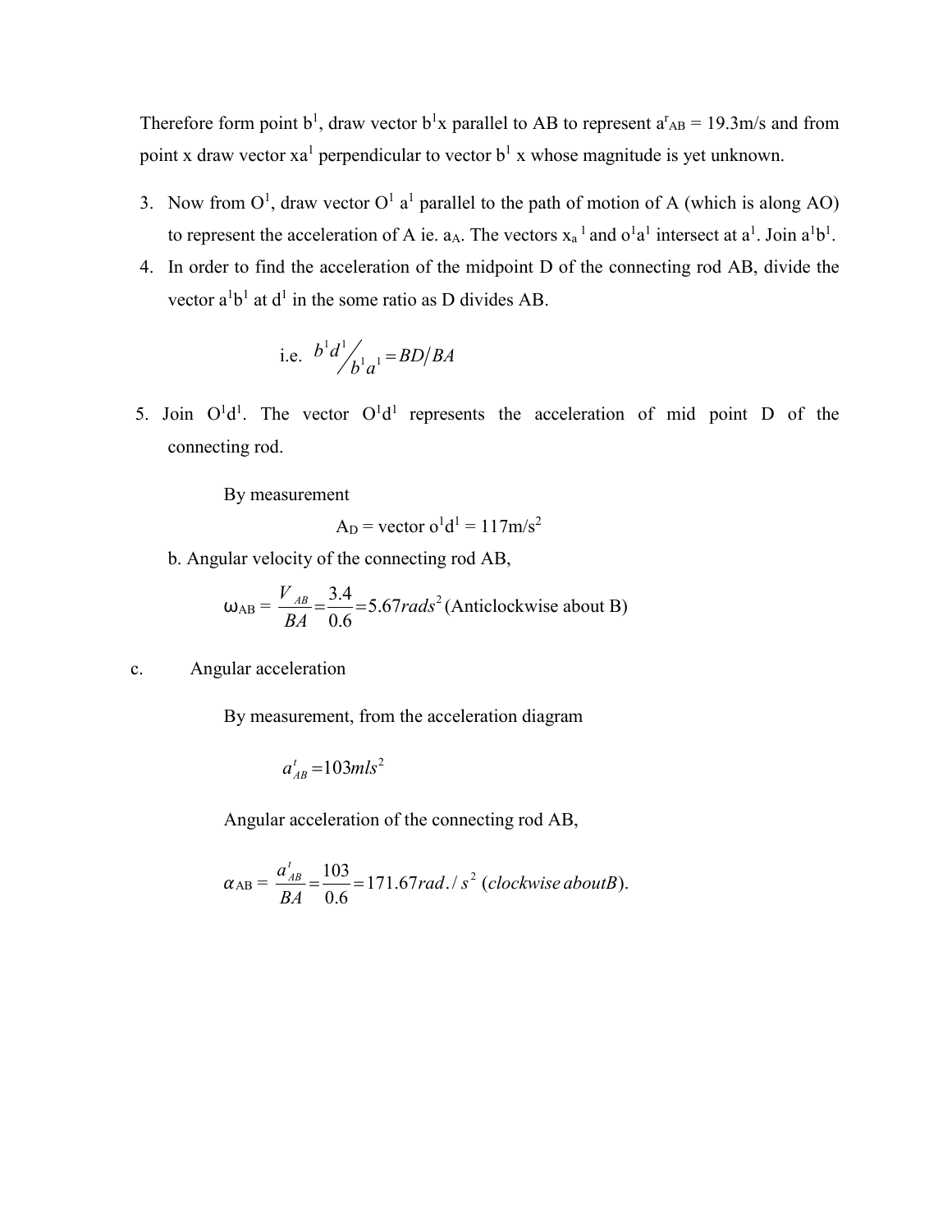Therefore form point $b^1$, draw vector $b^1x$ parallel to AB to represent $a^r_{AB}$ = 19.3m/s and from point x draw vector $xa^1$ perpendicular to vector $b^1$ x whose magnitude is yet unknown.

3. Now from $O^1$, draw vector $O^1$ $a^1$ parallel to the path of motion of A (which is along AO) to represent the acceleration of A ie. $a_A$. The vectors $x_a$ $^1$ and $o^1a^1$ intersect at $a^1$. Join $a^1b^1$.
4. In order to find the acceleration of the midpoint D of the connecting rod AB, divide the vector $a^1b^1$ at $d^1$ in the some ratio as D divides AB.

   i.e. $b^1d^1 / b^1a^1 = BD/BA$

5. Join $O^1d^1$. The vector $O^1d^1$ represents the acceleration of mid point D of the connecting rod.

   By measurement

   $$A_D = \text{vector } o^1d^1 = 117\text{m/s}^2$$

   b. Angular velocity of the connecting rod AB,

   $$\omega_{AB} = \frac{V_{AB}}{BA} = \frac{3.4}{0.6} = 5.67 rads^2 \text{ (Anticlockwise about B)}$$

c. Angular acceleration

   By measurement, from the acceleration diagram

   $$a^t_{AB} = 103 mls^2$$

   Angular acceleration of the connecting rod AB,

   $$\alpha_{AB} = \frac{a^t_{AB}}{BA} = \frac{103}{0.6} = 171.67 rad./s^2 \text{ (clockwise about B)}.$$